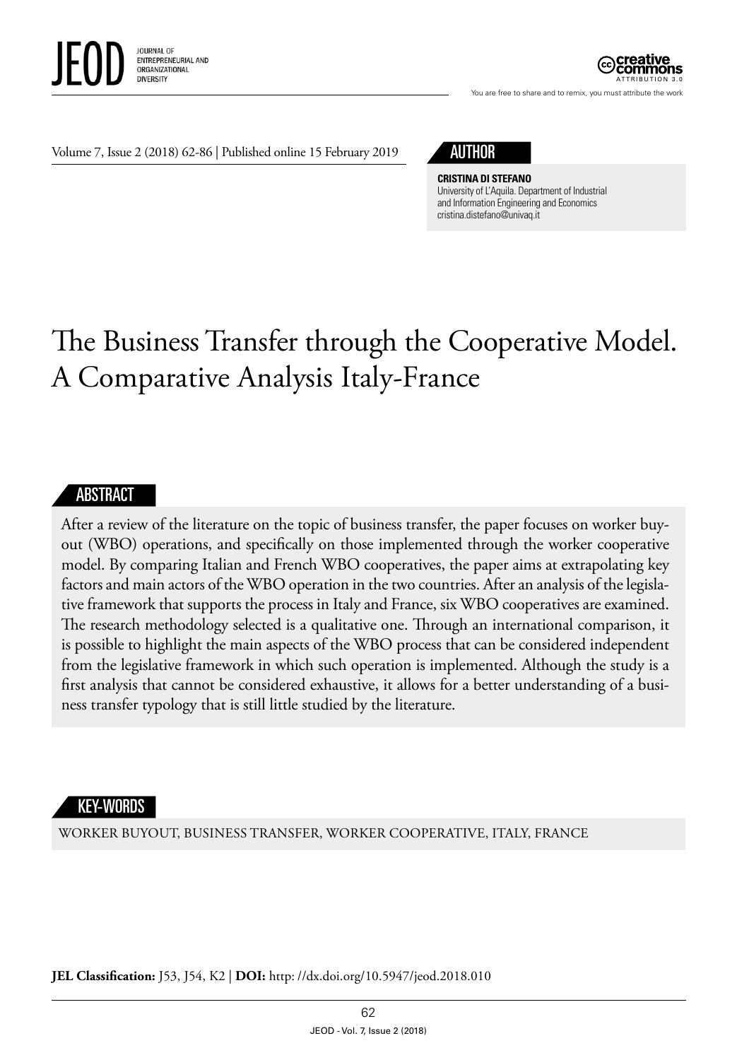Volume 7, Issue 2 (2018) 62-86 | Published online 15 February 2019

## AUTHOR

**CRISTINA DI STEFANO**
University of L'Aquila. Department of Industrial and Information Engineering and Economics
cristina.distefano@univaq.it

# The Business Transfer through the Cooperative Model. A Comparative Analysis Italy-France

## ABSTRACT

After a review of the literature on the topic of business transfer, the paper focuses on worker buyout (WBO) operations, and specifically on those implemented through the worker cooperative model. By comparing Italian and French WBO cooperatives, the paper aims at extrapolating key factors and main actors of the WBO operation in the two countries. After an analysis of the legislative framework that supports the process in Italy and France, six WBO cooperatives are examined. The research methodology selected is a qualitative one. Through an international comparison, it is possible to highlight the main aspects of the WBO process that can be considered independent from the legislative framework in which such operation is implemented. Although the study is a first analysis that cannot be considered exhaustive, it allows for a better understanding of a business transfer typology that is still little studied by the literature.

## KEY-WORDS

WORKER BUYOUT, BUSINESS TRANSFER, WORKER COOPERATIVE, ITALY, FRANCE

**JEL Classification:** J53, J54, K2 | **DOI:** http: //dx.doi.org/10.5947/jeod.2018.010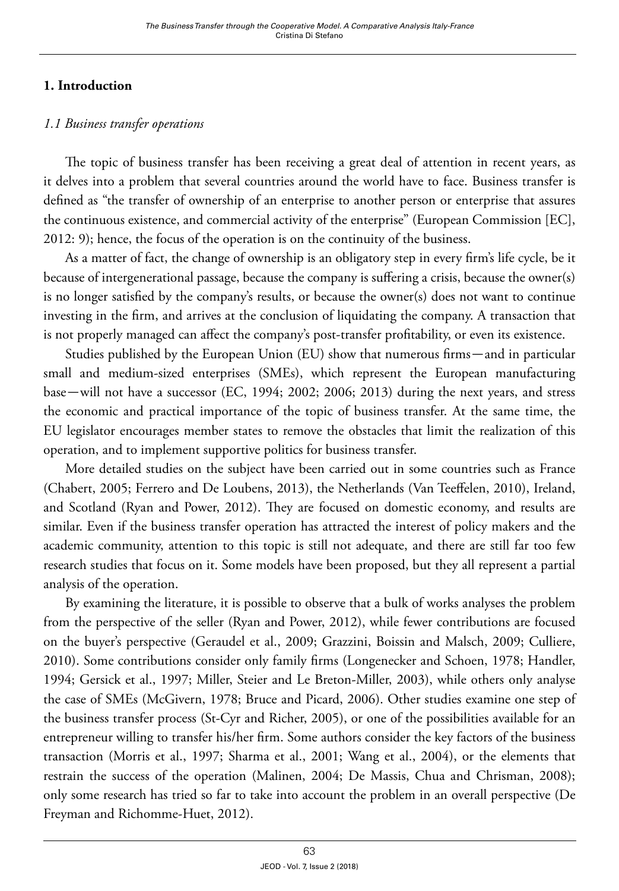## 1. Introduction

### *1.1 Business transfer operations*

The topic of business transfer has been receiving a great deal of attention in recent years, as it delves into a problem that several countries around the world have to face. Business transfer is defined as "the transfer of ownership of an enterprise to another person or enterprise that assures the continuous existence, and commercial activity of the enterprise" (European Commission [EC], 2012: 9); hence, the focus of the operation is on the continuity of the business.

As a matter of fact, the change of ownership is an obligatory step in every firm's life cycle, be it because of intergenerational passage, because the company is suffering a crisis, because the owner(s) is no longer satisfied by the company's results, or because the owner(s) does not want to continue investing in the firm, and arrives at the conclusion of liquidating the company. A transaction that is not properly managed can affect the company's post-transfer profitability, or even its existence.

Studies published by the European Union (EU) show that numerous firms—and in particular small and medium-sized enterprises (SMEs), which represent the European manufacturing base—will not have a successor (EC, 1994; 2002; 2006; 2013) during the next years, and stress the economic and practical importance of the topic of business transfer. At the same time, the EU legislator encourages member states to remove the obstacles that limit the realization of this operation, and to implement supportive politics for business transfer.

More detailed studies on the subject have been carried out in some countries such as France (Chabert, 2005; Ferrero and De Loubens, 2013), the Netherlands (Van Teeffelen, 2010), Ireland, and Scotland (Ryan and Power, 2012). They are focused on domestic economy, and results are similar. Even if the business transfer operation has attracted the interest of policy makers and the academic community, attention to this topic is still not adequate, and there are still far too few research studies that focus on it. Some models have been proposed, but they all represent a partial analysis of the operation.

By examining the literature, it is possible to observe that a bulk of works analyses the problem from the perspective of the seller (Ryan and Power, 2012), while fewer contributions are focused on the buyer's perspective (Geraudel et al., 2009; Grazzini, Boissin and Malsch, 2009; Culliere, 2010). Some contributions consider only family firms (Longenecker and Schoen, 1978; Handler, 1994; Gersick et al., 1997; Miller, Steier and Le Breton-Miller, 2003), while others only analyse the case of SMEs (McGivern, 1978; Bruce and Picard, 2006). Other studies examine one step of the business transfer process (St-Cyr and Richer, 2005), or one of the possibilities available for an entrepreneur willing to transfer his/her firm. Some authors consider the key factors of the business transaction (Morris et al., 1997; Sharma et al., 2001; Wang et al., 2004), or the elements that restrain the success of the operation (Malinen, 2004; De Massis, Chua and Chrisman, 2008); only some research has tried so far to take into account the problem in an overall perspective (De Freyman and Richomme-Huet, 2012).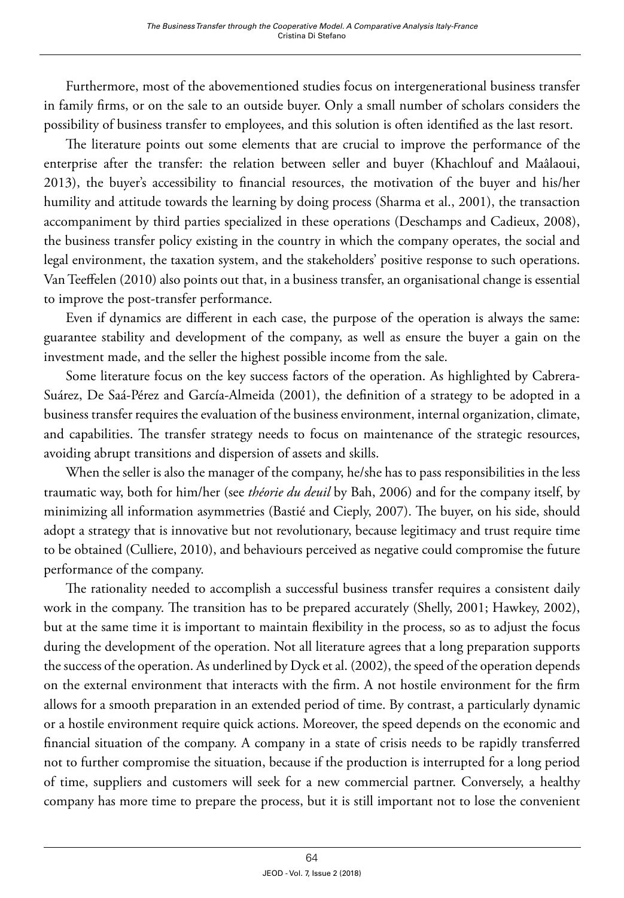Furthermore, most of the abovementioned studies focus on intergenerational business transfer in family firms, or on the sale to an outside buyer. Only a small number of scholars considers the possibility of business transfer to employees, and this solution is often identified as the last resort.

The literature points out some elements that are crucial to improve the performance of the enterprise after the transfer: the relation between seller and buyer (Khachlouf and Maâlaoui, 2013), the buyer's accessibility to financial resources, the motivation of the buyer and his/her humility and attitude towards the learning by doing process (Sharma et al., 2001), the transaction accompaniment by third parties specialized in these operations (Deschamps and Cadieux, 2008), the business transfer policy existing in the country in which the company operates, the social and legal environment, the taxation system, and the stakeholders' positive response to such operations. Van Teeffelen (2010) also points out that, in a business transfer, an organisational change is essential to improve the post-transfer performance.

Even if dynamics are different in each case, the purpose of the operation is always the same: guarantee stability and development of the company, as well as ensure the buyer a gain on the investment made, and the seller the highest possible income from the sale.

Some literature focus on the key success factors of the operation. As highlighted by Cabrera-Suárez, De Saá-Pérez and García-Almeida (2001), the definition of a strategy to be adopted in a business transfer requires the evaluation of the business environment, internal organization, climate, and capabilities. The transfer strategy needs to focus on maintenance of the strategic resources, avoiding abrupt transitions and dispersion of assets and skills.

When the seller is also the manager of the company, he/she has to pass responsibilities in the less traumatic way, both for him/her (see *théorie du deuil* by Bah, 2006) and for the company itself, by minimizing all information asymmetries (Bastié and Cieply, 2007). The buyer, on his side, should adopt a strategy that is innovative but not revolutionary, because legitimacy and trust require time to be obtained (Culliere, 2010), and behaviours perceived as negative could compromise the future performance of the company.

The rationality needed to accomplish a successful business transfer requires a consistent daily work in the company. The transition has to be prepared accurately (Shelly, 2001; Hawkey, 2002), but at the same time it is important to maintain flexibility in the process, so as to adjust the focus during the development of the operation. Not all literature agrees that a long preparation supports the success of the operation. As underlined by Dyck et al. (2002), the speed of the operation depends on the external environment that interacts with the firm. A not hostile environment for the firm allows for a smooth preparation in an extended period of time. By contrast, a particularly dynamic or a hostile environment require quick actions. Moreover, the speed depends on the economic and financial situation of the company. A company in a state of crisis needs to be rapidly transferred not to further compromise the situation, because if the production is interrupted for a long period of time, suppliers and customers will seek for a new commercial partner. Conversely, a healthy company has more time to prepare the process, but it is still important not to lose the convenient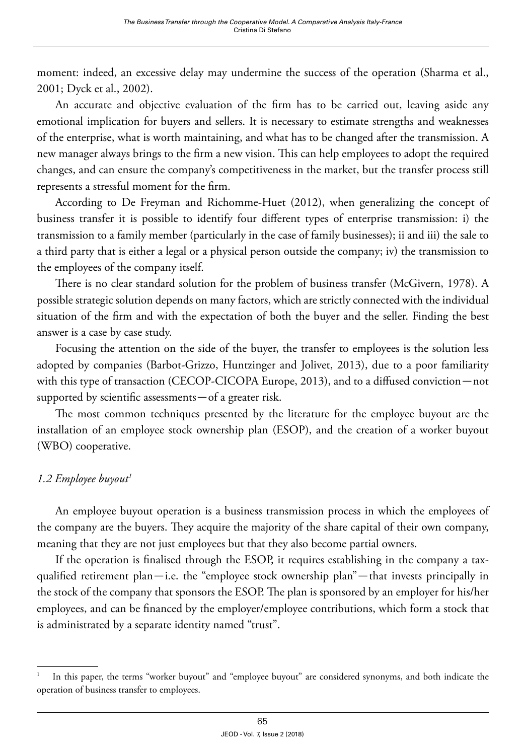moment: indeed, an excessive delay may undermine the success of the operation (Sharma et al., 2001; Dyck et al., 2002).

An accurate and objective evaluation of the firm has to be carried out, leaving aside any emotional implication for buyers and sellers. It is necessary to estimate strengths and weaknesses of the enterprise, what is worth maintaining, and what has to be changed after the transmission. A new manager always brings to the firm a new vision. This can help employees to adopt the required changes, and can ensure the company's competitiveness in the market, but the transfer process still represents a stressful moment for the firm.

According to De Freyman and Richomme-Huet (2012), when generalizing the concept of business transfer it is possible to identify four different types of enterprise transmission: i) the transmission to a family member (particularly in the case of family businesses); ii and iii) the sale to a third party that is either a legal or a physical person outside the company; iv) the transmission to the employees of the company itself.

There is no clear standard solution for the problem of business transfer (McGivern, 1978). A possible strategic solution depends on many factors, which are strictly connected with the individual situation of the firm and with the expectation of both the buyer and the seller. Finding the best answer is a case by case study.

Focusing the attention on the side of the buyer, the transfer to employees is the solution less adopted by companies (Barbot-Grizzo, Huntzinger and Jolivet, 2013), due to a poor familiarity with this type of transaction (CECOP-CICOPA Europe, 2013), and to a diffused conviction—not supported by scientific assessments—of a greater risk.

The most common techniques presented by the literature for the employee buyout are the installation of an employee stock ownership plan (ESOP), and the creation of a worker buyout (WBO) cooperative.

### *1.2 Employee buyout*[1]

An employee buyout operation is a business transmission process in which the employees of the company are the buyers. They acquire the majority of the share capital of their own company, meaning that they are not just employees but that they also become partial owners.

If the operation is finalised through the ESOP, it requires establishing in the company a tax-qualified retirement plan—i.e. the "employee stock ownership plan"—that invests principally in the stock of the company that sponsors the ESOP. The plan is sponsored by an employer for his/her employees, and can be financed by the employer/employee contributions, which form a stock that is administrated by a separate identity named "trust".

---

[1] In this paper, the terms "worker buyout" and "employee buyout" are considered synonyms, and both indicate the operation of business transfer to employees.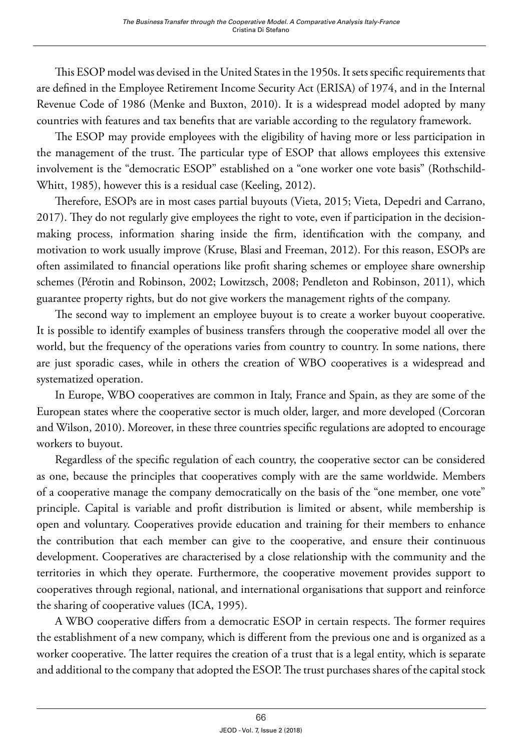This ESOP model was devised in the United States in the 1950s. It sets specific requirements that are defined in the Employee Retirement Income Security Act (ERISA) of 1974, and in the Internal Revenue Code of 1986 (Menke and Buxton, 2010). It is a widespread model adopted by many countries with features and tax benefits that are variable according to the regulatory framework.

The ESOP may provide employees with the eligibility of having more or less participation in the management of the trust. The particular type of ESOP that allows employees this extensive involvement is the "democratic ESOP" established on a "one worker one vote basis" (Rothschild-Whitt, 1985), however this is a residual case (Keeling, 2012).

Therefore, ESOPs are in most cases partial buyouts (Vieta, 2015; Vieta, Depedri and Carrano, 2017). They do not regularly give employees the right to vote, even if participation in the decision-making process, information sharing inside the firm, identification with the company, and motivation to work usually improve (Kruse, Blasi and Freeman, 2012). For this reason, ESOPs are often assimilated to financial operations like profit sharing schemes or employee share ownership schemes (Pérotin and Robinson, 2002; Lowitzsch, 2008; Pendleton and Robinson, 2011), which guarantee property rights, but do not give workers the management rights of the company.

The second way to implement an employee buyout is to create a worker buyout cooperative. It is possible to identify examples of business transfers through the cooperative model all over the world, but the frequency of the operations varies from country to country. In some nations, there are just sporadic cases, while in others the creation of WBO cooperatives is a widespread and systematized operation.

In Europe, WBO cooperatives are common in Italy, France and Spain, as they are some of the European states where the cooperative sector is much older, larger, and more developed (Corcoran and Wilson, 2010). Moreover, in these three countries specific regulations are adopted to encourage workers to buyout.

Regardless of the specific regulation of each country, the cooperative sector can be considered as one, because the principles that cooperatives comply with are the same worldwide. Members of a cooperative manage the company democratically on the basis of the "one member, one vote" principle. Capital is variable and profit distribution is limited or absent, while membership is open and voluntary. Cooperatives provide education and training for their members to enhance the contribution that each member can give to the cooperative, and ensure their continuous development. Cooperatives are characterised by a close relationship with the community and the territories in which they operate. Furthermore, the cooperative movement provides support to cooperatives through regional, national, and international organisations that support and reinforce the sharing of cooperative values (ICA, 1995).

A WBO cooperative differs from a democratic ESOP in certain respects. The former requires the establishment of a new company, which is different from the previous one and is organized as a worker cooperative. The latter requires the creation of a trust that is a legal entity, which is separate and additional to the company that adopted the ESOP. The trust purchases shares of the capital stock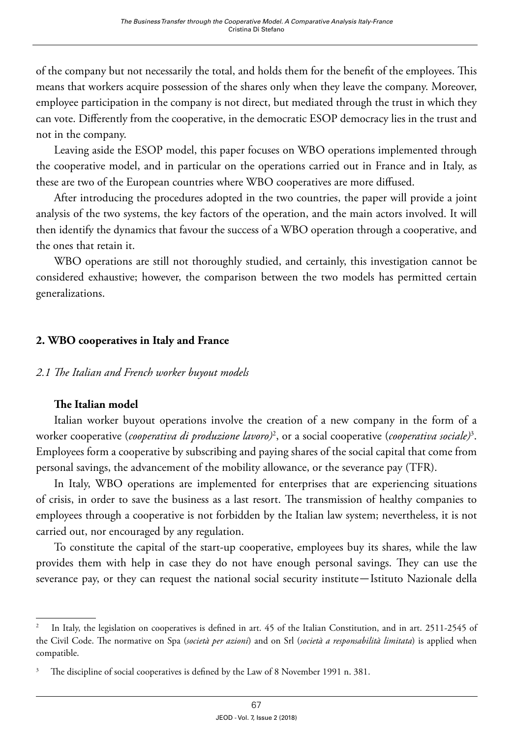of the company but not necessarily the total, and holds them for the benefit of the employees. This means that workers acquire possession of the shares only when they leave the company. Moreover, employee participation in the company is not direct, but mediated through the trust in which they can vote. Differently from the cooperative, in the democratic ESOP democracy lies in the trust and not in the company.

Leaving aside the ESOP model, this paper focuses on WBO operations implemented through the cooperative model, and in particular on the operations carried out in France and in Italy, as these are two of the European countries where WBO cooperatives are more diffused.

After introducing the procedures adopted in the two countries, the paper will provide a joint analysis of the two systems, the key factors of the operation, and the main actors involved. It will then identify the dynamics that favour the success of a WBO operation through a cooperative, and the ones that retain it.

WBO operations are still not thoroughly studied, and certainly, this investigation cannot be considered exhaustive; however, the comparison between the two models has permitted certain generalizations.

## 2. WBO cooperatives in Italy and France

### *2.1 The Italian and French worker buyout models*

#### The Italian model

Italian worker buyout operations involve the creation of a new company in the form of a worker cooperative (*cooperativa di produzione lavoro)*[2], or a social cooperative (*cooperativa sociale)*[3]. Employees form a cooperative by subscribing and paying shares of the social capital that come from personal savings, the advancement of the mobility allowance, or the severance pay (TFR).

In Italy, WBO operations are implemented for enterprises that are experiencing situations of crisis, in order to save the business as a last resort. The transmission of healthy companies to employees through a cooperative is not forbidden by the Italian law system; nevertheless, it is not carried out, nor encouraged by any regulation.

To constitute the capital of the start-up cooperative, employees buy its shares, while the law provides them with help in case they do not have enough personal savings. They can use the severance pay, or they can request the national social security institute—Istituto Nazionale della

---

[2] In Italy, the legislation on cooperatives is defined in art. 45 of the Italian Constitution, and in art. 2511-2545 of the Civil Code. The normative on Spa (*società per azioni*) and on Srl (*società a responsabilità limitata*) is applied when compatible.

[3] The discipline of social cooperatives is defined by the Law of 8 November 1991 n. 381.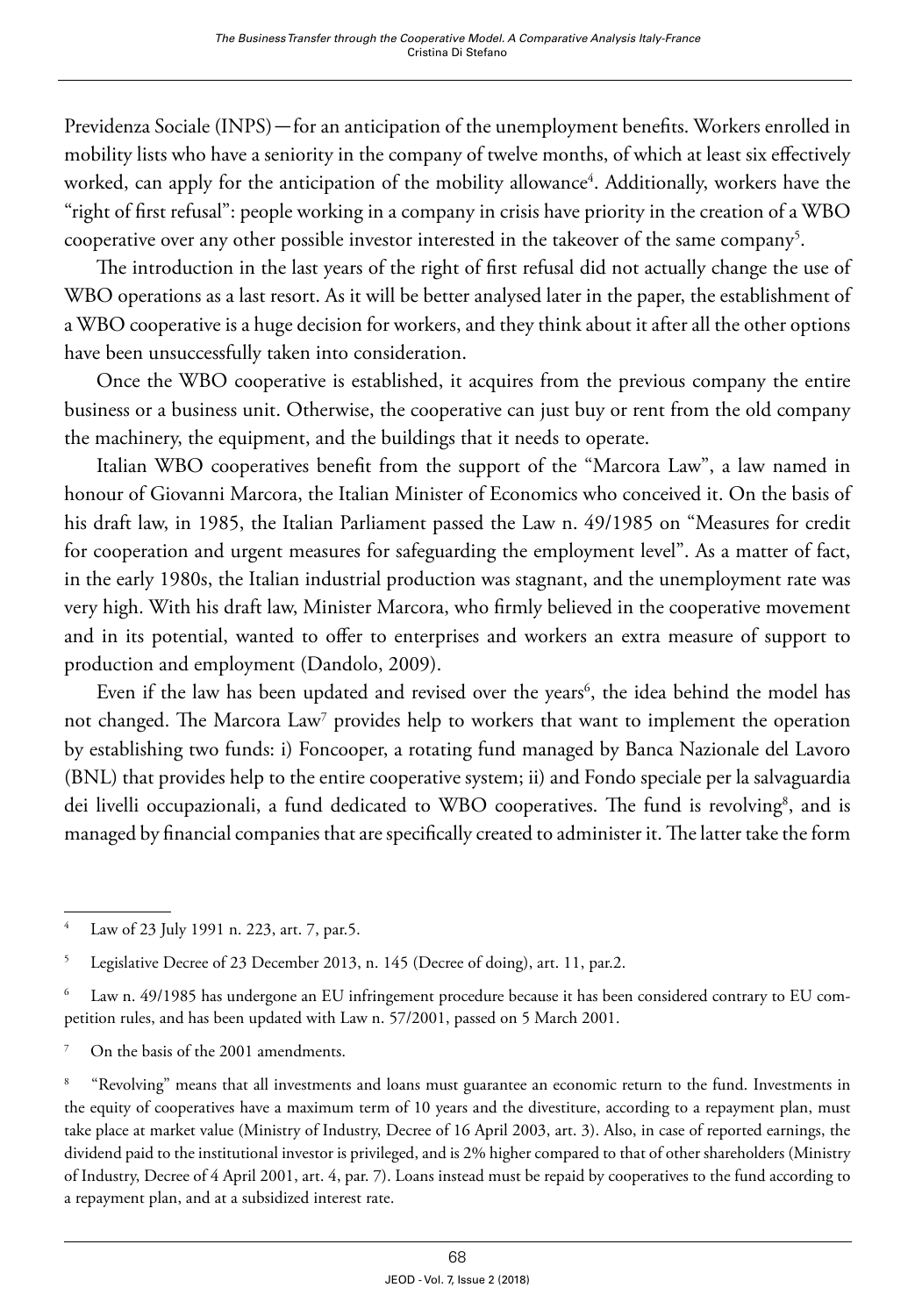Previdenza Sociale (INPS)—for an anticipation of the unemployment benefits. Workers enrolled in mobility lists who have a seniority in the company of twelve months, of which at least six effectively worked, can apply for the anticipation of the mobility allowance[4]. Additionally, workers have the "right of first refusal": people working in a company in crisis have priority in the creation of a WBO cooperative over any other possible investor interested in the takeover of the same company[5].

The introduction in the last years of the right of first refusal did not actually change the use of WBO operations as a last resort. As it will be better analysed later in the paper, the establishment of a WBO cooperative is a huge decision for workers, and they think about it after all the other options have been unsuccessfully taken into consideration.

Once the WBO cooperative is established, it acquires from the previous company the entire business or a business unit. Otherwise, the cooperative can just buy or rent from the old company the machinery, the equipment, and the buildings that it needs to operate.

Italian WBO cooperatives benefit from the support of the "Marcora Law", a law named in honour of Giovanni Marcora, the Italian Minister of Economics who conceived it. On the basis of his draft law, in 1985, the Italian Parliament passed the Law n. 49/1985 on "Measures for credit for cooperation and urgent measures for safeguarding the employment level". As a matter of fact, in the early 1980s, the Italian industrial production was stagnant, and the unemployment rate was very high. With his draft law, Minister Marcora, who firmly believed in the cooperative movement and in its potential, wanted to offer to enterprises and workers an extra measure of support to production and employment (Dandolo, 2009).

Even if the law has been updated and revised over the years[6], the idea behind the model has not changed. The Marcora Law[7] provides help to workers that want to implement the operation by establishing two funds: i) Foncooper, a rotating fund managed by Banca Nazionale del Lavoro (BNL) that provides help to the entire cooperative system; ii) and Fondo speciale per la salvaguardia dei livelli occupazionali, a fund dedicated to WBO cooperatives. The fund is revolving[8], and is managed by financial companies that are specifically created to administer it. The latter take the form

---

[4] Law of 23 July 1991 n. 223, art. 7, par.5.

[5] Legislative Decree of 23 December 2013, n. 145 (Decree of doing), art. 11, par.2.

[6] Law n. 49/1985 has undergone an EU infringement procedure because it has been considered contrary to EU competition rules, and has been updated with Law n. 57/2001, passed on 5 March 2001.

[7] On the basis of the 2001 amendments.

[8] "Revolving" means that all investments and loans must guarantee an economic return to the fund. Investments in the equity of cooperatives have a maximum term of 10 years and the divestiture, according to a repayment plan, must take place at market value (Ministry of Industry, Decree of 16 April 2003, art. 3). Also, in case of reported earnings, the dividend paid to the institutional investor is privileged, and is 2% higher compared to that of other shareholders (Ministry of Industry, Decree of 4 April 2001, art. 4, par. 7). Loans instead must be repaid by cooperatives to the fund according to a repayment plan, and at a subsidized interest rate.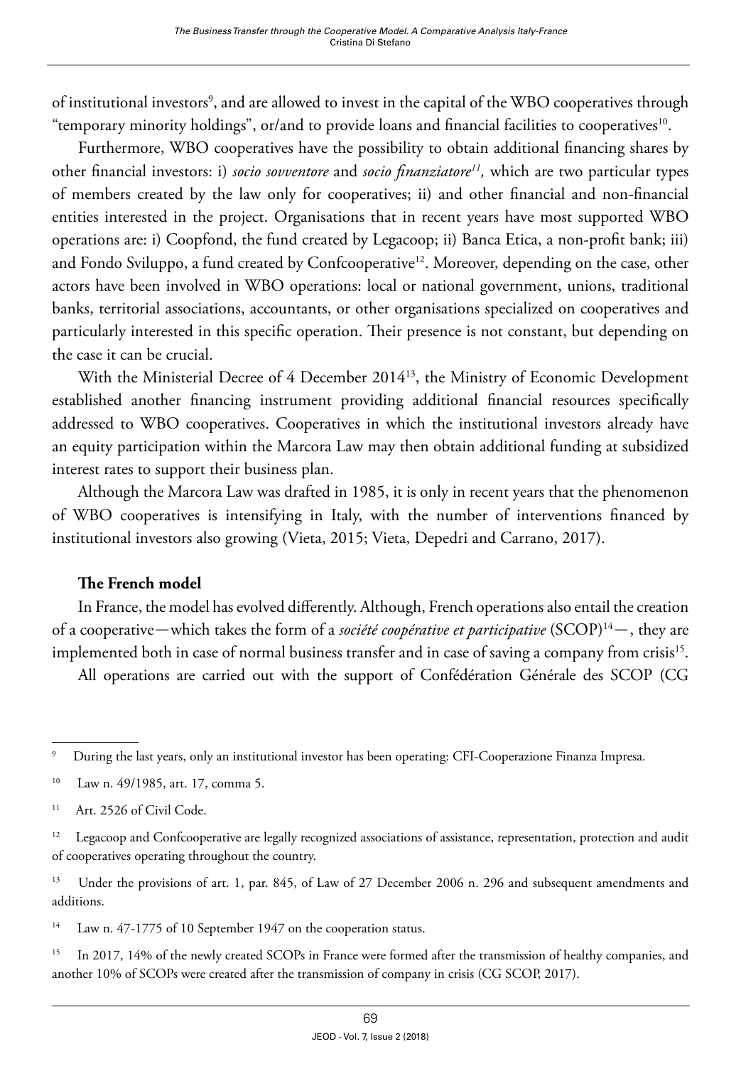of institutional investors[9], and are allowed to invest in the capital of the WBO cooperatives through "temporary minority holdings", or/and to provide loans and financial facilities to cooperatives[10].

Furthermore, WBO cooperatives have the possibility to obtain additional financing shares by other financial investors: i) *socio sovventore* and *socio finanziatore*[11], which are two particular types of members created by the law only for cooperatives; ii) and other financial and non-financial entities interested in the project. Organisations that in recent years have most supported WBO operations are: i) Coopfond, the fund created by Legacoop; ii) Banca Etica, a non-profit bank; iii) and Fondo Sviluppo, a fund created by Confcooperative[12]. Moreover, depending on the case, other actors have been involved in WBO operations: local or national government, unions, traditional banks, territorial associations, accountants, or other organisations specialized on cooperatives and particularly interested in this specific operation. Their presence is not constant, but depending on the case it can be crucial.

With the Ministerial Decree of 4 December 2014[13], the Ministry of Economic Development established another financing instrument providing additional financial resources specifically addressed to WBO cooperatives. Cooperatives in which the institutional investors already have an equity participation within the Marcora Law may then obtain additional funding at subsidized interest rates to support their business plan.

Although the Marcora Law was drafted in 1985, it is only in recent years that the phenomenon of WBO cooperatives is intensifying in Italy, with the number of interventions financed by institutional investors also growing (Vieta, 2015; Vieta, Depedri and Carrano, 2017).

**The French model**

In France, the model has evolved differently. Although, French operations also entail the creation of a cooperative—which takes the form of a *société coopérative et participative* (SCOP)[14]—, they are implemented both in case of normal business transfer and in case of saving a company from crisis[15].

All operations are carried out with the support of Confédération Générale des SCOP (CG

---

[9] During the last years, only an institutional investor has been operating: CFI-Cooperazione Finanza Impresa.

[10] Law n. 49/1985, art. 17, comma 5.

[11] Art. 2526 of Civil Code.

[12] Legacoop and Confcooperative are legally recognized associations of assistance, representation, protection and audit of cooperatives operating throughout the country.

[13] Under the provisions of art. 1, par. 845, of Law of 27 December 2006 n. 296 and subsequent amendments and additions.

[14] Law n. 47-1775 of 10 September 1947 on the cooperation status.

[15] In 2017, 14% of the newly created SCOPs in France were formed after the transmission of healthy companies, and another 10% of SCOPs were created after the transmission of company in crisis (CG SCOP, 2017).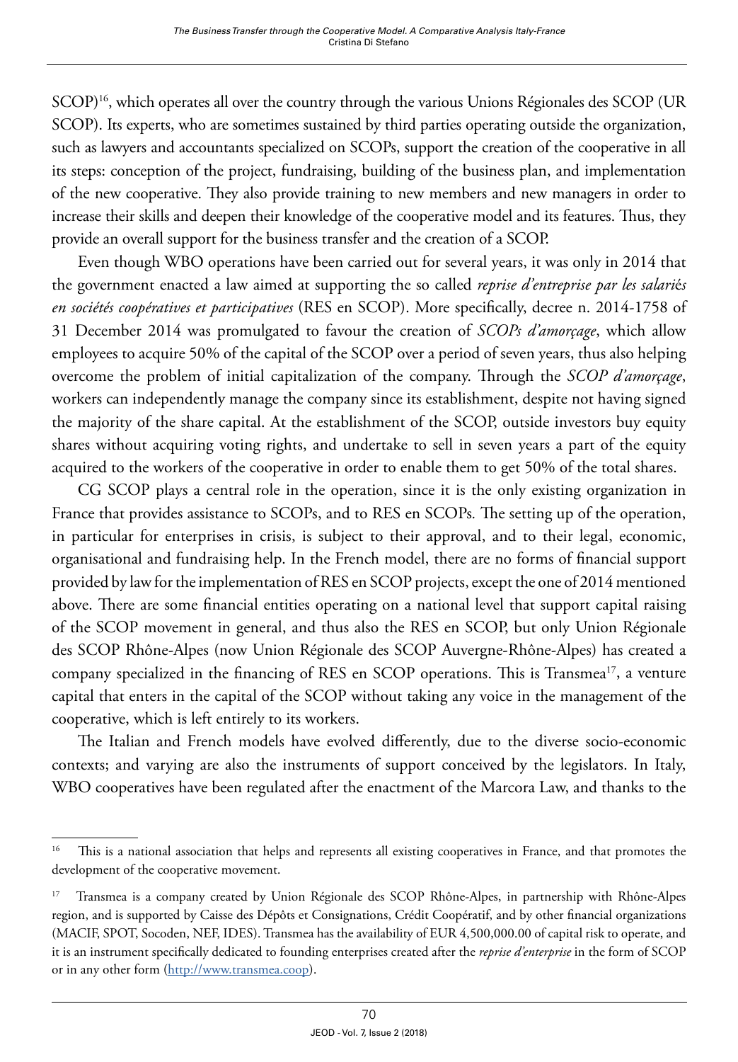SCOP)[16], which operates all over the country through the various Unions Régionales des SCOP (UR SCOP). Its experts, who are sometimes sustained by third parties operating outside the organization, such as lawyers and accountants specialized on SCOPs, support the creation of the cooperative in all its steps: conception of the project, fundraising, building of the business plan, and implementation of the new cooperative. They also provide training to new members and new managers in order to increase their skills and deepen their knowledge of the cooperative model and its features. Thus, they provide an overall support for the business transfer and the creation of a SCOP.

Even though WBO operations have been carried out for several years, it was only in 2014 that the government enacted a law aimed at supporting the so called *reprise d'entreprise par les salariés en sociétés coopératives et participatives* (RES en SCOP). More specifically, decree n. 2014-1758 of 31 December 2014 was promulgated to favour the creation of *SCOPs d'amorçage*, which allow employees to acquire 50% of the capital of the SCOP over a period of seven years, thus also helping overcome the problem of initial capitalization of the company. Through the *SCOP d'amorçage*, workers can independently manage the company since its establishment, despite not having signed the majority of the share capital. At the establishment of the SCOP, outside investors buy equity shares without acquiring voting rights, and undertake to sell in seven years a part of the equity acquired to the workers of the cooperative in order to enable them to get 50% of the total shares.

CG SCOP plays a central role in the operation, since it is the only existing organization in France that provides assistance to SCOPs, and to RES en SCOPs. The setting up of the operation, in particular for enterprises in crisis, is subject to their approval, and to their legal, economic, organisational and fundraising help. In the French model, there are no forms of financial support provided by law for the implementation of RES en SCOP projects, except the one of 2014 mentioned above. There are some financial entities operating on a national level that support capital raising of the SCOP movement in general, and thus also the RES en SCOP, but only Union Régionale des SCOP Rhône-Alpes (now Union Régionale des SCOP Auvergne-Rhône-Alpes) has created a company specialized in the financing of RES en SCOP operations. This is Transmea[17], a venture capital that enters in the capital of the SCOP without taking any voice in the management of the cooperative, which is left entirely to its workers.

The Italian and French models have evolved differently, due to the diverse socio-economic contexts; and varying are also the instruments of support conceived by the legislators. In Italy, WBO cooperatives have been regulated after the enactment of the Marcora Law, and thanks to the

---

[16] This is a national association that helps and represents all existing cooperatives in France, and that promotes the development of the cooperative movement.

[17] Transmea is a company created by Union Régionale des SCOP Rhône-Alpes, in partnership with Rhône-Alpes region, and is supported by Caisse des Dépôts et Consignations, Crédit Coopératif, and by other financial organizations (MACIF, SPOT, Socoden, NEF, IDES). Transmea has the availability of EUR 4,500,000.00 of capital risk to operate, and it is an instrument specifically dedicated to founding enterprises created after the *reprise d'enterprise* in the form of SCOP or in any other form (http://www.transmea.coop).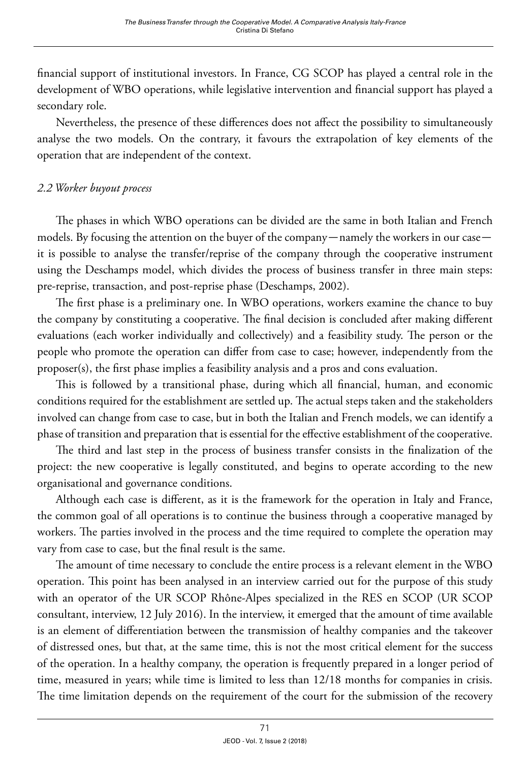financial support of institutional investors. In France, CG SCOP has played a central role in the development of WBO operations, while legislative intervention and financial support has played a secondary role.

Nevertheless, the presence of these differences does not affect the possibility to simultaneously analyse the two models. On the contrary, it favours the extrapolation of key elements of the operation that are independent of the context.

### *2.2 Worker buyout process*

The phases in which WBO operations can be divided are the same in both Italian and French models. By focusing the attention on the buyer of the company—namely the workers in our case—it is possible to analyse the transfer/reprise of the company through the cooperative instrument using the Deschamps model, which divides the process of business transfer in three main steps: pre-reprise, transaction, and post-reprise phase (Deschamps, 2002).

The first phase is a preliminary one. In WBO operations, workers examine the chance to buy the company by constituting a cooperative. The final decision is concluded after making different evaluations (each worker individually and collectively) and a feasibility study. The person or the people who promote the operation can differ from case to case; however, independently from the proposer(s), the first phase implies a feasibility analysis and a pros and cons evaluation.

This is followed by a transitional phase, during which all financial, human, and economic conditions required for the establishment are settled up. The actual steps taken and the stakeholders involved can change from case to case, but in both the Italian and French models, we can identify a phase of transition and preparation that is essential for the effective establishment of the cooperative.

The third and last step in the process of business transfer consists in the finalization of the project: the new cooperative is legally constituted, and begins to operate according to the new organisational and governance conditions.

Although each case is different, as it is the framework for the operation in Italy and France, the common goal of all operations is to continue the business through a cooperative managed by workers. The parties involved in the process and the time required to complete the operation may vary from case to case, but the final result is the same.

The amount of time necessary to conclude the entire process is a relevant element in the WBO operation. This point has been analysed in an interview carried out for the purpose of this study with an operator of the UR SCOP Rhône-Alpes specialized in the RES en SCOP (UR SCOP consultant, interview, 12 July 2016). In the interview, it emerged that the amount of time available is an element of differentiation between the transmission of healthy companies and the takeover of distressed ones, but that, at the same time, this is not the most critical element for the success of the operation. In a healthy company, the operation is frequently prepared in a longer period of time, measured in years; while time is limited to less than 12/18 months for companies in crisis. The time limitation depends on the requirement of the court for the submission of the recovery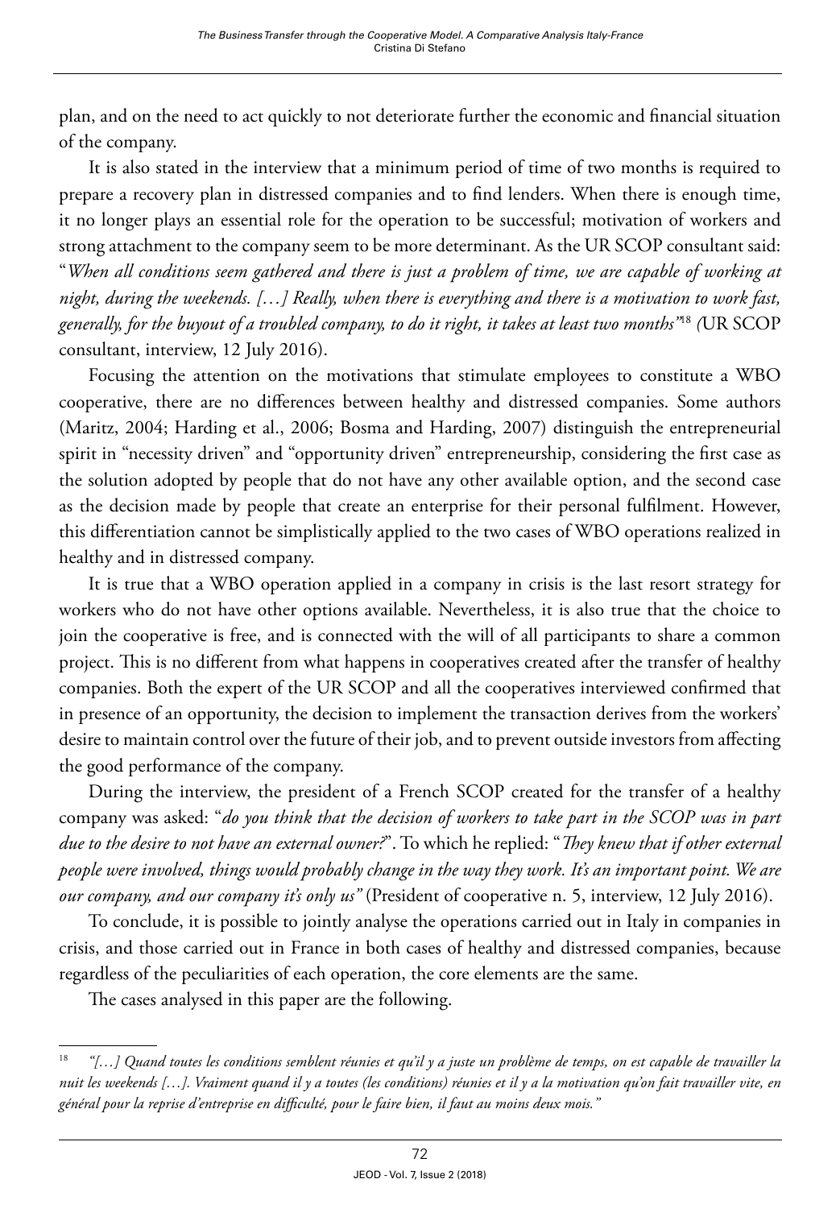plan, and on the need to act quickly to not deteriorate further the economic and financial situation of the company.

It is also stated in the interview that a minimum period of time of two months is required to prepare a recovery plan in distressed companies and to find lenders. When there is enough time, it no longer plays an essential role for the operation to be successful; motivation of workers and strong attachment to the company seem to be more determinant. As the UR SCOP consultant said: "*When all conditions seem gathered and there is just a problem of time, we are capable of working at night, during the weekends. […] Really, when there is everything and there is a motivation to work fast, generally, for the buyout of a troubled company, to do it right, it takes at least two months*"[18] (UR SCOP consultant, interview, 12 July 2016).

Focusing the attention on the motivations that stimulate employees to constitute a WBO cooperative, there are no differences between healthy and distressed companies. Some authors (Maritz, 2004; Harding et al., 2006; Bosma and Harding, 2007) distinguish the entrepreneurial spirit in "necessity driven" and "opportunity driven" entrepreneurship, considering the first case as the solution adopted by people that do not have any other available option, and the second case as the decision made by people that create an enterprise for their personal fulfilment. However, this differentiation cannot be simplistically applied to the two cases of WBO operations realized in healthy and in distressed company.

It is true that a WBO operation applied in a company in crisis is the last resort strategy for workers who do not have other options available. Nevertheless, it is also true that the choice to join the cooperative is free, and is connected with the will of all participants to share a common project. This is no different from what happens in cooperatives created after the transfer of healthy companies. Both the expert of the UR SCOP and all the cooperatives interviewed confirmed that in presence of an opportunity, the decision to implement the transaction derives from the workers' desire to maintain control over the future of their job, and to prevent outside investors from affecting the good performance of the company.

During the interview, the president of a French SCOP created for the transfer of a healthy company was asked: "*do you think that the decision of workers to take part in the SCOP was in part due to the desire to not have an external owner?*". To which he replied: "*They knew that if other external people were involved, things would probably change in the way they work. It's an important point. We are our company, and our company it's only us*" (President of cooperative n. 5, interview, 12 July 2016).

To conclude, it is possible to jointly analyse the operations carried out in Italy in companies in crisis, and those carried out in France in both cases of healthy and distressed companies, because regardless of the peculiarities of each operation, the core elements are the same.

The cases analysed in this paper are the following.

---

[18] *"[…] Quand toutes les conditions semblent réunies et qu'il y a juste un problème de temps, on est capable de travailler la nuit les weekends […]. Vraiment quand il y a toutes (les conditions) réunies et il y a la motivation qu'on fait travailler vite, en général pour la reprise d'entreprise en difficulté, pour le faire bien, il faut au moins deux mois."*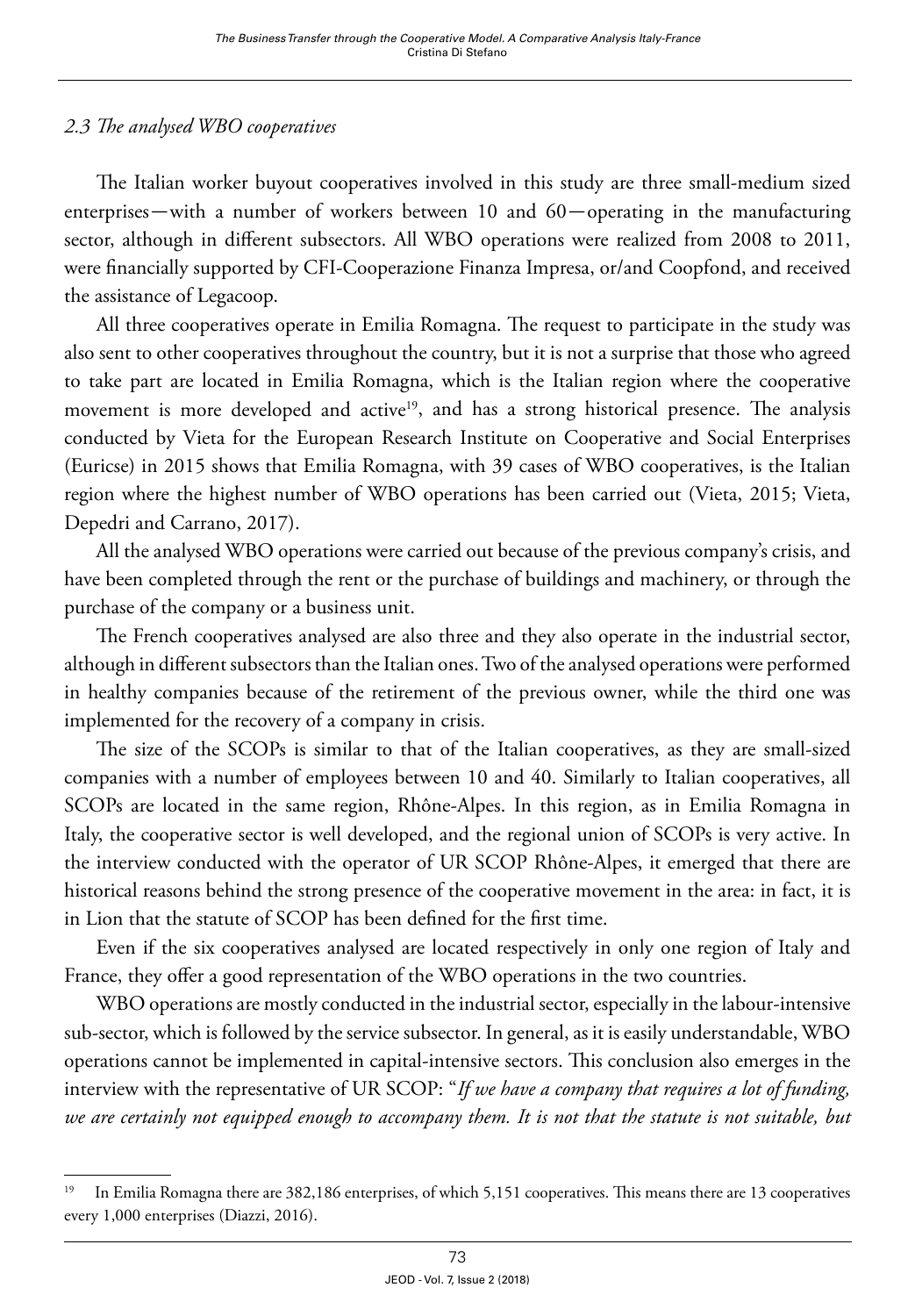*2.3 The analysed WBO cooperatives*

The Italian worker buyout cooperatives involved in this study are three small-medium sized enterprises—with a number of workers between 10 and 60—operating in the manufacturing sector, although in different subsectors. All WBO operations were realized from 2008 to 2011, were financially supported by CFI-Cooperazione Finanza Impresa, or/and Coopfond, and received the assistance of Legacoop.

All three cooperatives operate in Emilia Romagna. The request to participate in the study was also sent to other cooperatives throughout the country, but it is not a surprise that those who agreed to take part are located in Emilia Romagna, which is the Italian region where the cooperative movement is more developed and active[19], and has a strong historical presence. The analysis conducted by Vieta for the European Research Institute on Cooperative and Social Enterprises (Euricse) in 2015 shows that Emilia Romagna, with 39 cases of WBO cooperatives, is the Italian region where the highest number of WBO operations has been carried out (Vieta, 2015; Vieta, Depedri and Carrano, 2017).

All the analysed WBO operations were carried out because of the previous company's crisis, and have been completed through the rent or the purchase of buildings and machinery, or through the purchase of the company or a business unit.

The French cooperatives analysed are also three and they also operate in the industrial sector, although in different subsectors than the Italian ones. Two of the analysed operations were performed in healthy companies because of the retirement of the previous owner, while the third one was implemented for the recovery of a company in crisis.

The size of the SCOPs is similar to that of the Italian cooperatives, as they are small-sized companies with a number of employees between 10 and 40. Similarly to Italian cooperatives, all SCOPs are located in the same region, Rhône-Alpes. In this region, as in Emilia Romagna in Italy, the cooperative sector is well developed, and the regional union of SCOPs is very active. In the interview conducted with the operator of UR SCOP Rhône-Alpes, it emerged that there are historical reasons behind the strong presence of the cooperative movement in the area: in fact, it is in Lion that the statute of SCOP has been defined for the first time.

Even if the six cooperatives analysed are located respectively in only one region of Italy and France, they offer a good representation of the WBO operations in the two countries.

WBO operations are mostly conducted in the industrial sector, especially in the labour-intensive sub-sector, which is followed by the service subsector. In general, as it is easily understandable, WBO operations cannot be implemented in capital-intensive sectors. This conclusion also emerges in the interview with the representative of UR SCOP: "*If we have a company that requires a lot of funding, we are certainly not equipped enough to accompany them. It is not that the statute is not suitable, but*

[19] In Emilia Romagna there are 382,186 enterprises, of which 5,151 cooperatives. This means there are 13 cooperatives every 1,000 enterprises (Diazzi, 2016).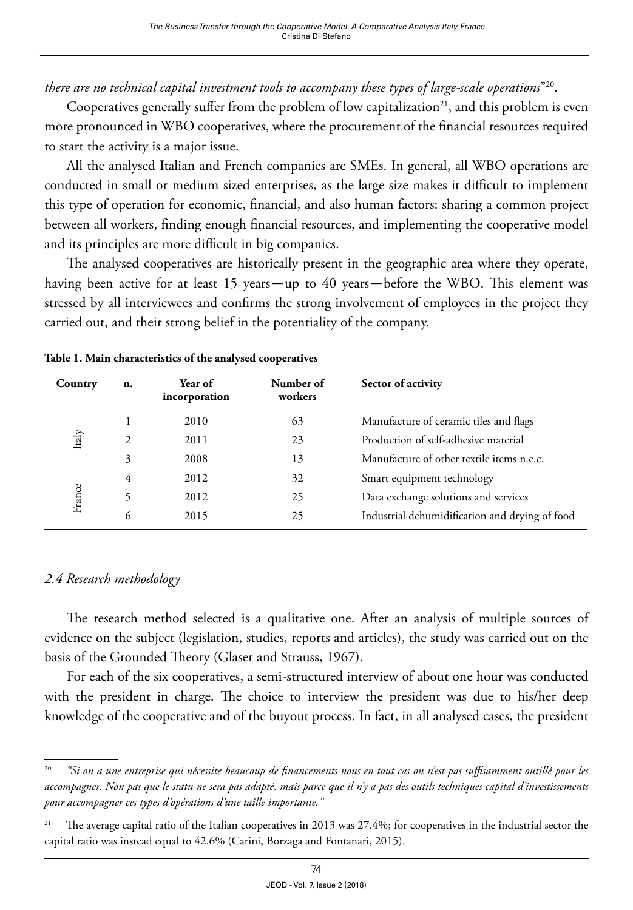*there are no technical capital investment tools to accompany these types of large-scale operations*"[20].

Cooperatives generally suffer from the problem of low capitalization[21], and this problem is even more pronounced in WBO cooperatives, where the procurement of the financial resources required to start the activity is a major issue.

All the analysed Italian and French companies are SMEs. In general, all WBO operations are conducted in small or medium sized enterprises, as the large size makes it difficult to implement this type of operation for economic, financial, and also human factors: sharing a common project between all workers, finding enough financial resources, and implementing the cooperative model and its principles are more difficult in big companies.

The analysed cooperatives are historically present in the geographic area where they operate, having been active for at least 15 years—up to 40 years—before the WBO. This element was stressed by all interviewees and confirms the strong involvement of employees in the project they carried out, and their strong belief in the potentiality of the company.

**Table 1. Main characteristics of the analysed cooperatives**

| Country | n. | Year of incorporation | Number of workers | Sector of activity |
|---|---|---|---|---|
| Italy | 1 | 2010 | 63 | Manufacture of ceramic tiles and flags |
| | 2 | 2011 | 23 | Production of self-adhesive material |
| | 3 | 2008 | 13 | Manufacture of other textile items n.e.c. |
| France | 4 | 2012 | 32 | Smart equipment technology |
| | 5 | 2012 | 25 | Data exchange solutions and services |
| | 6 | 2015 | 25 | Industrial dehumidification and drying of food |

### *2.4 Research methodology*

The research method selected is a qualitative one. After an analysis of multiple sources of evidence on the subject (legislation, studies, reports and articles), the study was carried out on the basis of the Grounded Theory (Glaser and Strauss, 1967).

For each of the six cooperatives, a semi-structured interview of about one hour was conducted with the president in charge. The choice to interview the president was due to his/her deep knowledge of the cooperative and of the buyout process. In fact, in all analysed cases, the president

---

[20] *"Si on a une entreprise qui nécessite beaucoup de financements nous en tout cas on n'est pas suffisamment outillé pour les accompagner. Non pas que le statu ne sera pas adapté, mais parce que il n'y a pas des outils techniques capital d'investissements pour accompagner ces types d'opérations d'une taille importante."*

[21] The average capital ratio of the Italian cooperatives in 2013 was 27.4%; for cooperatives in the industrial sector the capital ratio was instead equal to 42.6% (Carini, Borzaga and Fontanari, 2015).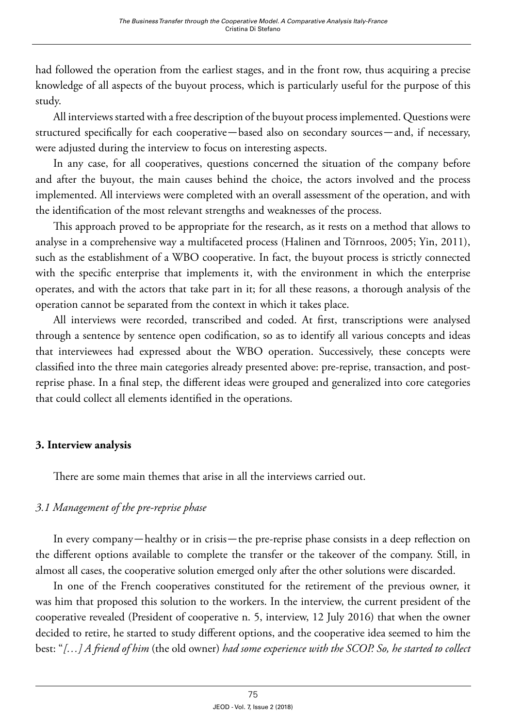had followed the operation from the earliest stages, and in the front row, thus acquiring a precise knowledge of all aspects of the buyout process, which is particularly useful for the purpose of this study.

All interviews started with a free description of the buyout process implemented. Questions were structured specifically for each cooperative—based also on secondary sources—and, if necessary, were adjusted during the interview to focus on interesting aspects.

In any case, for all cooperatives, questions concerned the situation of the company before and after the buyout, the main causes behind the choice, the actors involved and the process implemented. All interviews were completed with an overall assessment of the operation, and with the identification of the most relevant strengths and weaknesses of the process.

This approach proved to be appropriate for the research, as it rests on a method that allows to analyse in a comprehensive way a multifaceted process (Halinen and Törnroos, 2005; Yin, 2011), such as the establishment of a WBO cooperative. In fact, the buyout process is strictly connected with the specific enterprise that implements it, with the environment in which the enterprise operates, and with the actors that take part in it; for all these reasons, a thorough analysis of the operation cannot be separated from the context in which it takes place.

All interviews were recorded, transcribed and coded. At first, transcriptions were analysed through a sentence by sentence open codification, so as to identify all various concepts and ideas that interviewees had expressed about the WBO operation. Successively, these concepts were classified into the three main categories already presented above: pre-reprise, transaction, and post-reprise phase. In a final step, the different ideas were grouped and generalized into core categories that could collect all elements identified in the operations.

## 3. Interview analysis

There are some main themes that arise in all the interviews carried out.

### *3.1 Management of the pre-reprise phase*

In every company—healthy or in crisis—the pre-reprise phase consists in a deep reflection on the different options available to complete the transfer or the takeover of the company. Still, in almost all cases, the cooperative solution emerged only after the other solutions were discarded.

In one of the French cooperatives constituted for the retirement of the previous owner, it was him that proposed this solution to the workers. In the interview, the current president of the cooperative revealed (President of cooperative n. 5, interview, 12 July 2016) that when the owner decided to retire, he started to study different options, and the cooperative idea seemed to him the best: "*[…] A friend of him* (the old owner) *had some experience with the SCOP. So, he started to collect*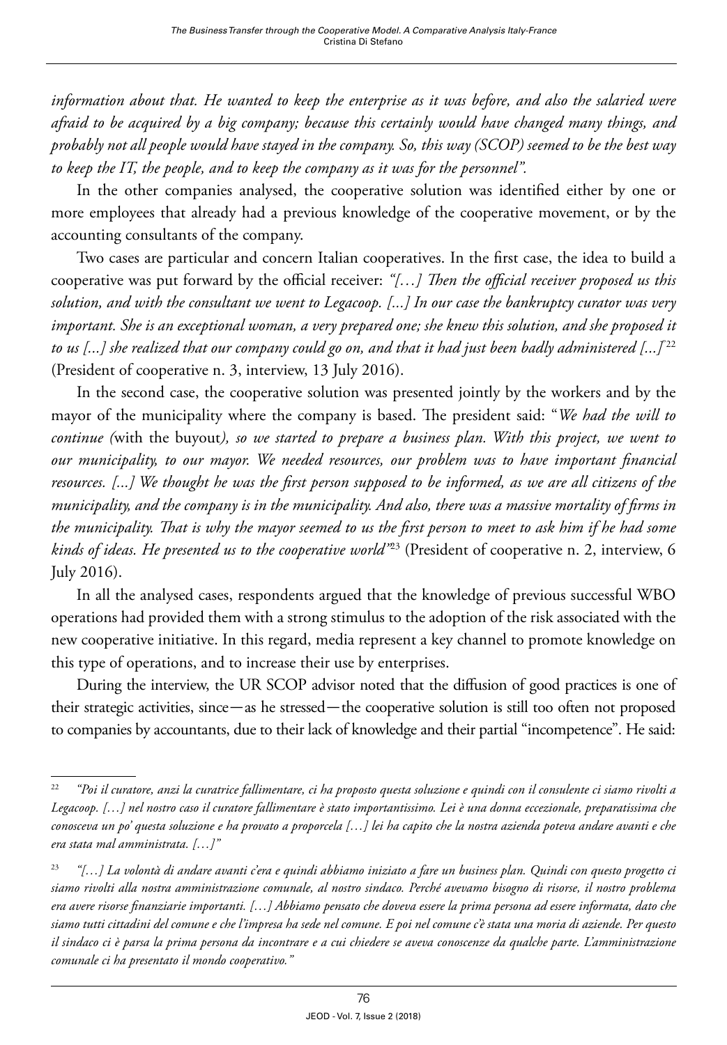*information about that. He wanted to keep the enterprise as it was before, and also the salaried were afraid to be acquired by a big company; because this certainly would have changed many things, and probably not all people would have stayed in the company. So, this way (SCOP) seemed to be the best way to keep the IT, the people, and to keep the company as it was for the personnel".*

In the other companies analysed, the cooperative solution was identified either by one or more employees that already had a previous knowledge of the cooperative movement, or by the accounting consultants of the company.

Two cases are particular and concern Italian cooperatives. In the first case, the idea to build a cooperative was put forward by the official receiver: *"[…] Then the official receiver proposed us this solution, and with the consultant we went to Legacoop. [...] In our case the bankruptcy curator was very important. She is an exceptional woman, a very prepared one; she knew this solution, and she proposed it to us [...] she realized that our company could go on, and that it had just been badly administered [...]"*[22] (President of cooperative n. 3, interview, 13 July 2016).

In the second case, the cooperative solution was presented jointly by the workers and by the mayor of the municipality where the company is based. The president said: "*We had the will to continue (*with the buyout*), so we started to prepare a business plan. With this project, we went to our municipality, to our mayor. We needed resources, our problem was to have important financial resources. [...] We thought he was the first person supposed to be informed, as we are all citizens of the municipality, and the company is in the municipality. And also, there was a massive mortality of firms in the municipality. That is why the mayor seemed to us the first person to meet to ask him if he had some kinds of ideas. He presented us to the cooperative world"*[23] (President of cooperative n. 2, interview, 6 July 2016).

In all the analysed cases, respondents argued that the knowledge of previous successful WBO operations had provided them with a strong stimulus to the adoption of the risk associated with the new cooperative initiative. In this regard, media represent a key channel to promote knowledge on this type of operations, and to increase their use by enterprises.

During the interview, the UR SCOP advisor noted that the diffusion of good practices is one of their strategic activities, since—as he stressed—the cooperative solution is still too often not proposed to companies by accountants, due to their lack of knowledge and their partial "incompetence". He said:

---

[22] *"Poi il curatore, anzi la curatrice fallimentare, ci ha proposto questa soluzione e quindi con il consulente ci siamo rivolti a Legacoop. […] nel nostro caso il curatore fallimentare è stato importantissimo. Lei è una donna eccezionale, preparatissima che conosceva un po' questa soluzione e ha provato a proporcela […] lei ha capito che la nostra azienda poteva andare avanti e che era stata mal amministrata. […]"*

[23] *"[…] La volontà di andare avanti c'era e quindi abbiamo iniziato a fare un business plan. Quindi con questo progetto ci siamo rivolti alla nostra amministrazione comunale, al nostro sindaco. Perché avevamo bisogno di risorse, il nostro problema era avere risorse finanziarie importanti. […] Abbiamo pensato che doveva essere la prima persona ad essere informata, dato che siamo tutti cittadini del comune e che l'impresa ha sede nel comune. E poi nel comune c'è stata una moria di aziende. Per questo il sindaco ci è parsa la prima persona da incontrare e a cui chiedere se aveva conoscenze da qualche parte. L'amministrazione comunale ci ha presentato il mondo cooperativo."*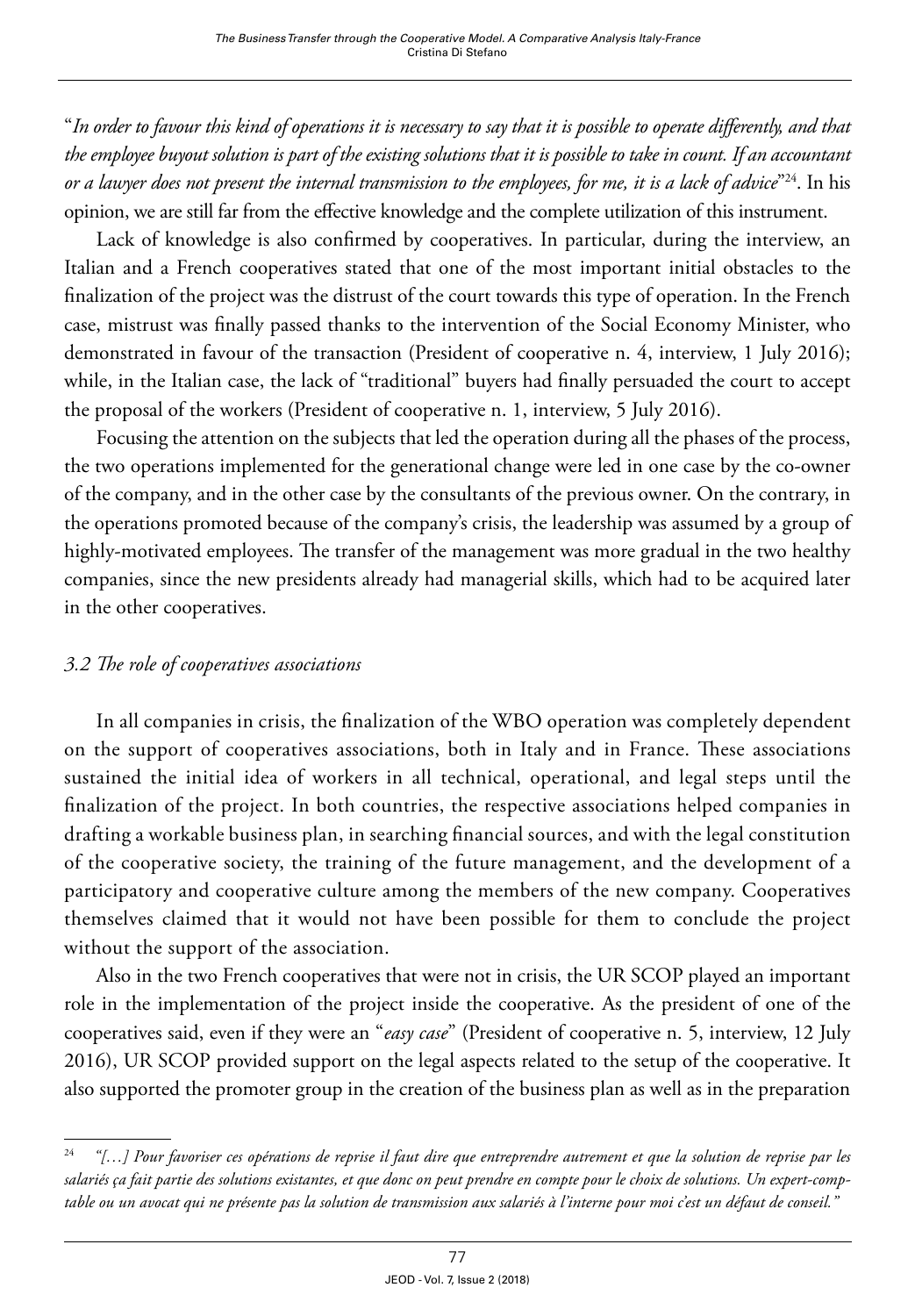"*In order to favour this kind of operations it is necessary to say that it is possible to operate differently, and that the employee buyout solution is part of the existing solutions that it is possible to take in count. If an accountant or a lawyer does not present the internal transmission to the employees, for me, it is a lack of advice*"[24]. In his opinion, we are still far from the effective knowledge and the complete utilization of this instrument.

Lack of knowledge is also confirmed by cooperatives. In particular, during the interview, an Italian and a French cooperatives stated that one of the most important initial obstacles to the finalization of the project was the distrust of the court towards this type of operation. In the French case, mistrust was finally passed thanks to the intervention of the Social Economy Minister, who demonstrated in favour of the transaction (President of cooperative n. 4, interview, 1 July 2016); while, in the Italian case, the lack of "traditional" buyers had finally persuaded the court to accept the proposal of the workers (President of cooperative n. 1, interview, 5 July 2016).

Focusing the attention on the subjects that led the operation during all the phases of the process, the two operations implemented for the generational change were led in one case by the co-owner of the company, and in the other case by the consultants of the previous owner. On the contrary, in the operations promoted because of the company's crisis, the leadership was assumed by a group of highly-motivated employees. The transfer of the management was more gradual in the two healthy companies, since the new presidents already had managerial skills, which had to be acquired later in the other cooperatives.

### *3.2 The role of cooperatives associations*

In all companies in crisis, the finalization of the WBO operation was completely dependent on the support of cooperatives associations, both in Italy and in France. These associations sustained the initial idea of workers in all technical, operational, and legal steps until the finalization of the project. In both countries, the respective associations helped companies in drafting a workable business plan, in searching financial sources, and with the legal constitution of the cooperative society, the training of the future management, and the development of a participatory and cooperative culture among the members of the new company. Cooperatives themselves claimed that it would not have been possible for them to conclude the project without the support of the association.

Also in the two French cooperatives that were not in crisis, the UR SCOP played an important role in the implementation of the project inside the cooperative. As the president of one of the cooperatives said, even if they were an "*easy case*" (President of cooperative n. 5, interview, 12 July 2016), UR SCOP provided support on the legal aspects related to the setup of the cooperative. It also supported the promoter group in the creation of the business plan as well as in the preparation

---

[24] *"[…] Pour favoriser ces opérations de reprise il faut dire que entreprendre autrement et que la solution de reprise par les salariés ça fait partie des solutions existantes, et que donc on peut prendre en compte pour le choix de solutions. Un expert-comptable ou un avocat qui ne présente pas la solution de transmission aux salariés à l'interne pour moi c'est un défaut de conseil."*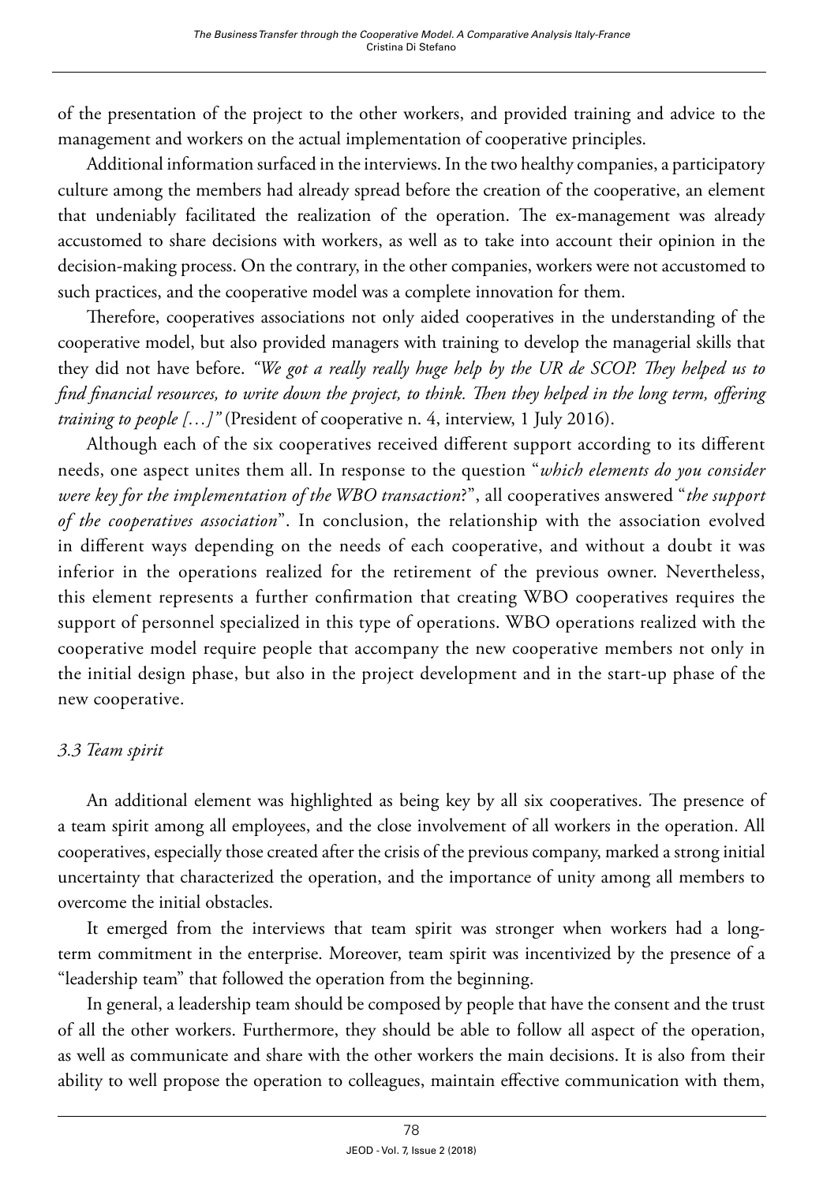of the presentation of the project to the other workers, and provided training and advice to the management and workers on the actual implementation of cooperative principles.

Additional information surfaced in the interviews. In the two healthy companies, a participatory culture among the members had already spread before the creation of the cooperative, an element that undeniably facilitated the realization of the operation. The ex-management was already accustomed to share decisions with workers, as well as to take into account their opinion in the decision-making process. On the contrary, in the other companies, workers were not accustomed to such practices, and the cooperative model was a complete innovation for them.

Therefore, cooperatives associations not only aided cooperatives in the understanding of the cooperative model, but also provided managers with training to develop the managerial skills that they did not have before. *"We got a really really huge help by the UR de SCOP. They helped us to find financial resources, to write down the project, to think. Then they helped in the long term, offering training to people […]"* (President of cooperative n. 4, interview, 1 July 2016).

Although each of the six cooperatives received different support according to its different needs, one aspect unites them all. In response to the question "*which elements do you consider were key for the implementation of the WBO transaction*?", all cooperatives answered "*the support of the cooperatives association*". In conclusion, the relationship with the association evolved in different ways depending on the needs of each cooperative, and without a doubt it was inferior in the operations realized for the retirement of the previous owner. Nevertheless, this element represents a further confirmation that creating WBO cooperatives requires the support of personnel specialized in this type of operations. WBO operations realized with the cooperative model require people that accompany the new cooperative members not only in the initial design phase, but also in the project development and in the start-up phase of the new cooperative.

### *3.3 Team spirit*

An additional element was highlighted as being key by all six cooperatives. The presence of a team spirit among all employees, and the close involvement of all workers in the operation. All cooperatives, especially those created after the crisis of the previous company, marked a strong initial uncertainty that characterized the operation, and the importance of unity among all members to overcome the initial obstacles.

It emerged from the interviews that team spirit was stronger when workers had a long-term commitment in the enterprise. Moreover, team spirit was incentivized by the presence of a "leadership team" that followed the operation from the beginning.

In general, a leadership team should be composed by people that have the consent and the trust of all the other workers. Furthermore, they should be able to follow all aspect of the operation, as well as communicate and share with the other workers the main decisions. It is also from their ability to well propose the operation to colleagues, maintain effective communication with them,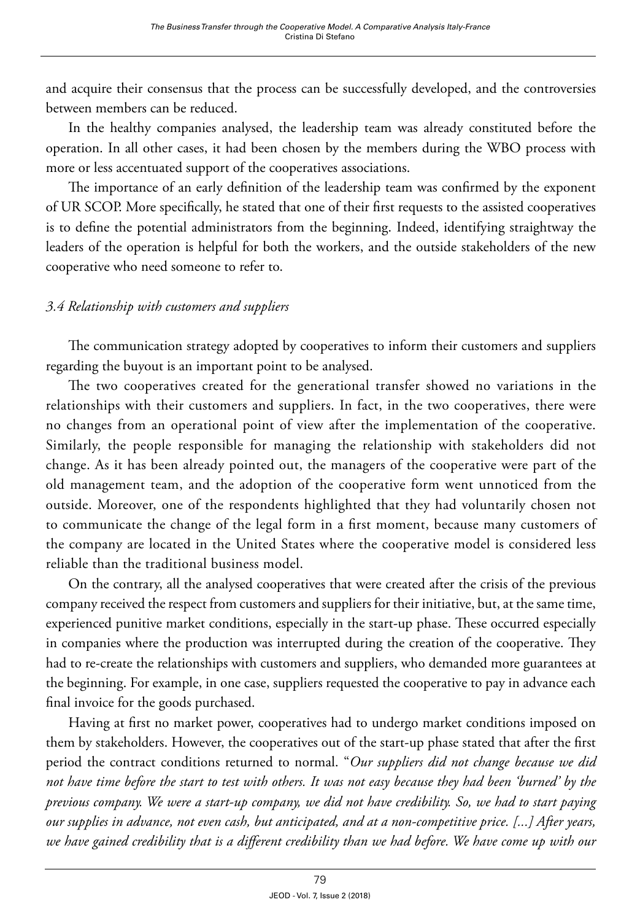and acquire their consensus that the process can be successfully developed, and the controversies between members can be reduced.

In the healthy companies analysed, the leadership team was already constituted before the operation. In all other cases, it had been chosen by the members during the WBO process with more or less accentuated support of the cooperatives associations.

The importance of an early definition of the leadership team was confirmed by the exponent of UR SCOP. More specifically, he stated that one of their first requests to the assisted cooperatives is to define the potential administrators from the beginning. Indeed, identifying straightway the leaders of the operation is helpful for both the workers, and the outside stakeholders of the new cooperative who need someone to refer to.

### *3.4 Relationship with customers and suppliers*

The communication strategy adopted by cooperatives to inform their customers and suppliers regarding the buyout is an important point to be analysed.

The two cooperatives created for the generational transfer showed no variations in the relationships with their customers and suppliers. In fact, in the two cooperatives, there were no changes from an operational point of view after the implementation of the cooperative. Similarly, the people responsible for managing the relationship with stakeholders did not change. As it has been already pointed out, the managers of the cooperative were part of the old management team, and the adoption of the cooperative form went unnoticed from the outside. Moreover, one of the respondents highlighted that they had voluntarily chosen not to communicate the change of the legal form in a first moment, because many customers of the company are located in the United States where the cooperative model is considered less reliable than the traditional business model.

On the contrary, all the analysed cooperatives that were created after the crisis of the previous company received the respect from customers and suppliers for their initiative, but, at the same time, experienced punitive market conditions, especially in the start-up phase. These occurred especially in companies where the production was interrupted during the creation of the cooperative. They had to re-create the relationships with customers and suppliers, who demanded more guarantees at the beginning. For example, in one case, suppliers requested the cooperative to pay in advance each final invoice for the goods purchased.

Having at first no market power, cooperatives had to undergo market conditions imposed on them by stakeholders. However, the cooperatives out of the start-up phase stated that after the first period the contract conditions returned to normal. "*Our suppliers did not change because we did not have time before the start to test with others. It was not easy because they had been 'burned' by the previous company. We were a start-up company, we did not have credibility. So, we had to start paying our supplies in advance, not even cash, but anticipated, and at a non-competitive price. [...] After years, we have gained credibility that is a different credibility than we had before. We have come up with our*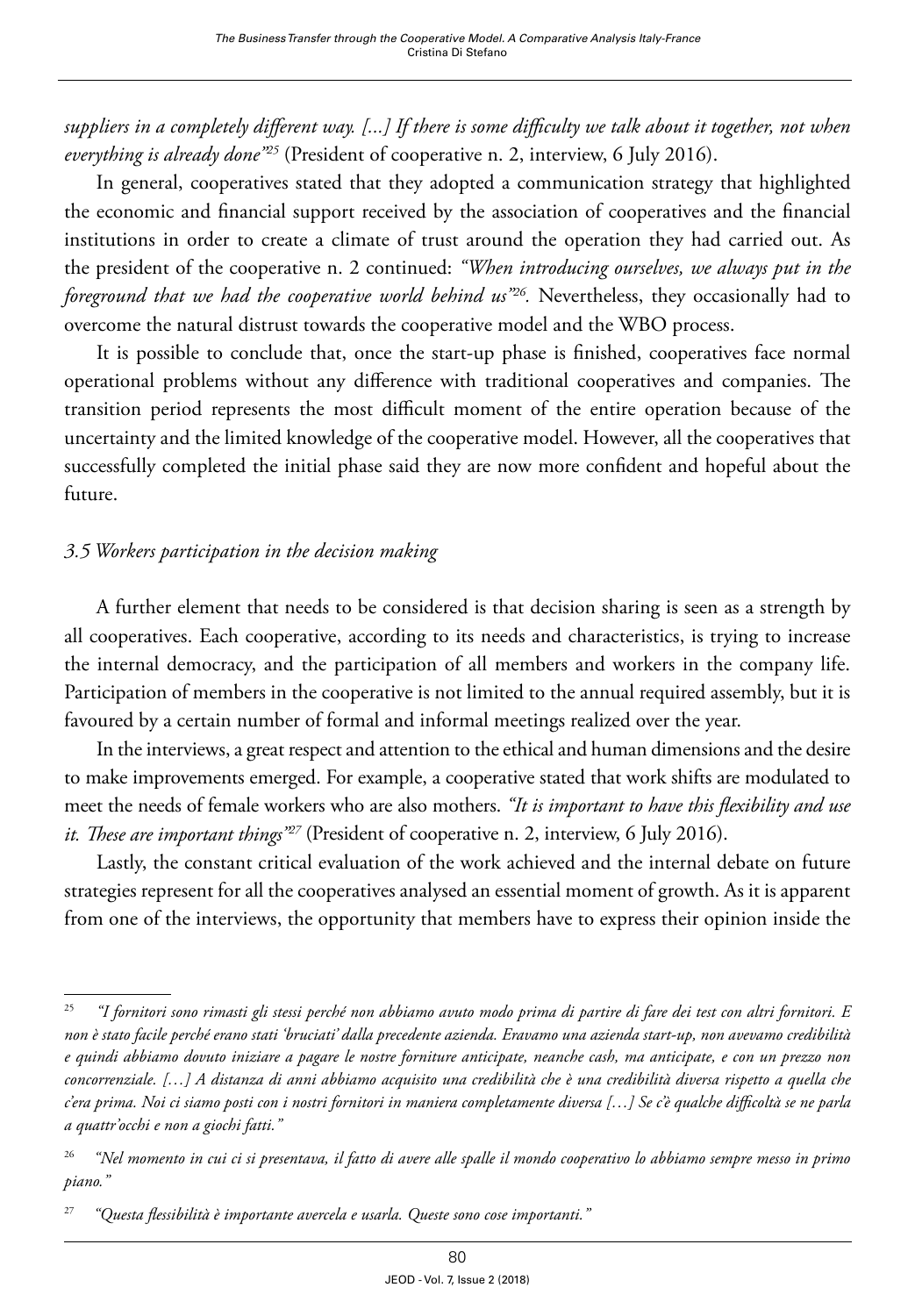*suppliers in a completely different way. [...] If there is some difficulty we talk about it together, not when everything is already done"*[25] (President of cooperative n. 2, interview, 6 July 2016).

In general, cooperatives stated that they adopted a communication strategy that highlighted the economic and financial support received by the association of cooperatives and the financial institutions in order to create a climate of trust around the operation they had carried out. As the president of the cooperative n. 2 continued: *"When introducing ourselves, we always put in the foreground that we had the cooperative world behind us"*[26]. Nevertheless, they occasionally had to overcome the natural distrust towards the cooperative model and the WBO process.

It is possible to conclude that, once the start-up phase is finished, cooperatives face normal operational problems without any difference with traditional cooperatives and companies. The transition period represents the most difficult moment of the entire operation because of the uncertainty and the limited knowledge of the cooperative model. However, all the cooperatives that successfully completed the initial phase said they are now more confident and hopeful about the future.

### *3.5 Workers participation in the decision making*

A further element that needs to be considered is that decision sharing is seen as a strength by all cooperatives. Each cooperative, according to its needs and characteristics, is trying to increase the internal democracy, and the participation of all members and workers in the company life. Participation of members in the cooperative is not limited to the annual required assembly, but it is favoured by a certain number of formal and informal meetings realized over the year.

In the interviews, a great respect and attention to the ethical and human dimensions and the desire to make improvements emerged. For example, a cooperative stated that work shifts are modulated to meet the needs of female workers who are also mothers. *"It is important to have this flexibility and use it. These are important things"*[27] (President of cooperative n. 2, interview, 6 July 2016).

Lastly, the constant critical evaluation of the work achieved and the internal debate on future strategies represent for all the cooperatives analysed an essential moment of growth. As it is apparent from one of the interviews, the opportunity that members have to express their opinion inside the

---

[25] *"I fornitori sono rimasti gli stessi perché non abbiamo avuto modo prima di partire di fare dei test con altri fornitori. E non è stato facile perché erano stati 'bruciati' dalla precedente azienda. Eravamo una azienda start-up, non avevamo credibilità e quindi abbiamo dovuto iniziare a pagare le nostre forniture anticipate, neanche cash, ma anticipate, e con un prezzo non concorrenziale. […] A distanza di anni abbiamo acquisito una credibilità che è una credibilità diversa rispetto a quella che c'era prima. Noi ci siamo posti con i nostri fornitori in maniera completamente diversa […] Se c'è qualche difficoltà se ne parla a quattr'occhi e non a giochi fatti."*

[26] *"Nel momento in cui ci si presentava, il fatto di avere alle spalle il mondo cooperativo lo abbiamo sempre messo in primo piano."*

[27] *"Questa flessibilità è importante avercela e usarla. Queste sono cose importanti."*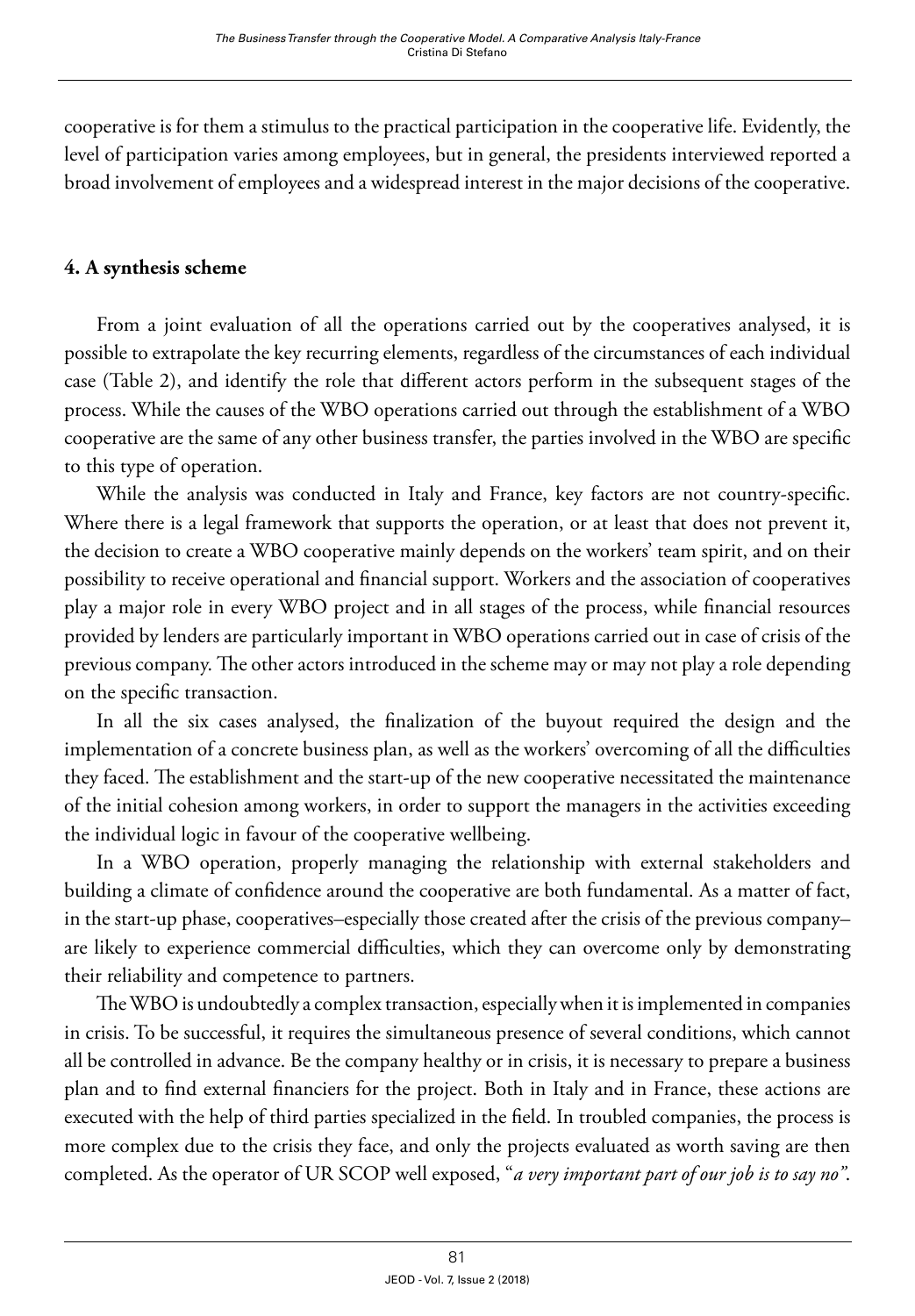cooperative is for them a stimulus to the practical participation in the cooperative life. Evidently, the level of participation varies among employees, but in general, the presidents interviewed reported a broad involvement of employees and a widespread interest in the major decisions of the cooperative.

## 4. A synthesis scheme

From a joint evaluation of all the operations carried out by the cooperatives analysed, it is possible to extrapolate the key recurring elements, regardless of the circumstances of each individual case (Table 2), and identify the role that different actors perform in the subsequent stages of the process. While the causes of the WBO operations carried out through the establishment of a WBO cooperative are the same of any other business transfer, the parties involved in the WBO are specific to this type of operation.

While the analysis was conducted in Italy and France, key factors are not country-specific. Where there is a legal framework that supports the operation, or at least that does not prevent it, the decision to create a WBO cooperative mainly depends on the workers' team spirit, and on their possibility to receive operational and financial support. Workers and the association of cooperatives play a major role in every WBO project and in all stages of the process, while financial resources provided by lenders are particularly important in WBO operations carried out in case of crisis of the previous company. The other actors introduced in the scheme may or may not play a role depending on the specific transaction.

In all the six cases analysed, the finalization of the buyout required the design and the implementation of a concrete business plan, as well as the workers' overcoming of all the difficulties they faced. The establishment and the start-up of the new cooperative necessitated the maintenance of the initial cohesion among workers, in order to support the managers in the activities exceeding the individual logic in favour of the cooperative wellbeing.

In a WBO operation, properly managing the relationship with external stakeholders and building a climate of confidence around the cooperative are both fundamental. As a matter of fact, in the start-up phase, cooperatives–especially those created after the crisis of the previous company– are likely to experience commercial difficulties, which they can overcome only by demonstrating their reliability and competence to partners.

The WBO is undoubtedly a complex transaction, especially when it is implemented in companies in crisis. To be successful, it requires the simultaneous presence of several conditions, which cannot all be controlled in advance. Be the company healthy or in crisis, it is necessary to prepare a business plan and to find external financiers for the project. Both in Italy and in France, these actions are executed with the help of third parties specialized in the field. In troubled companies, the process is more complex due to the crisis they face, and only the projects evaluated as worth saving are then completed. As the operator of UR SCOP well exposed, "*a very important part of our job is to say no"*.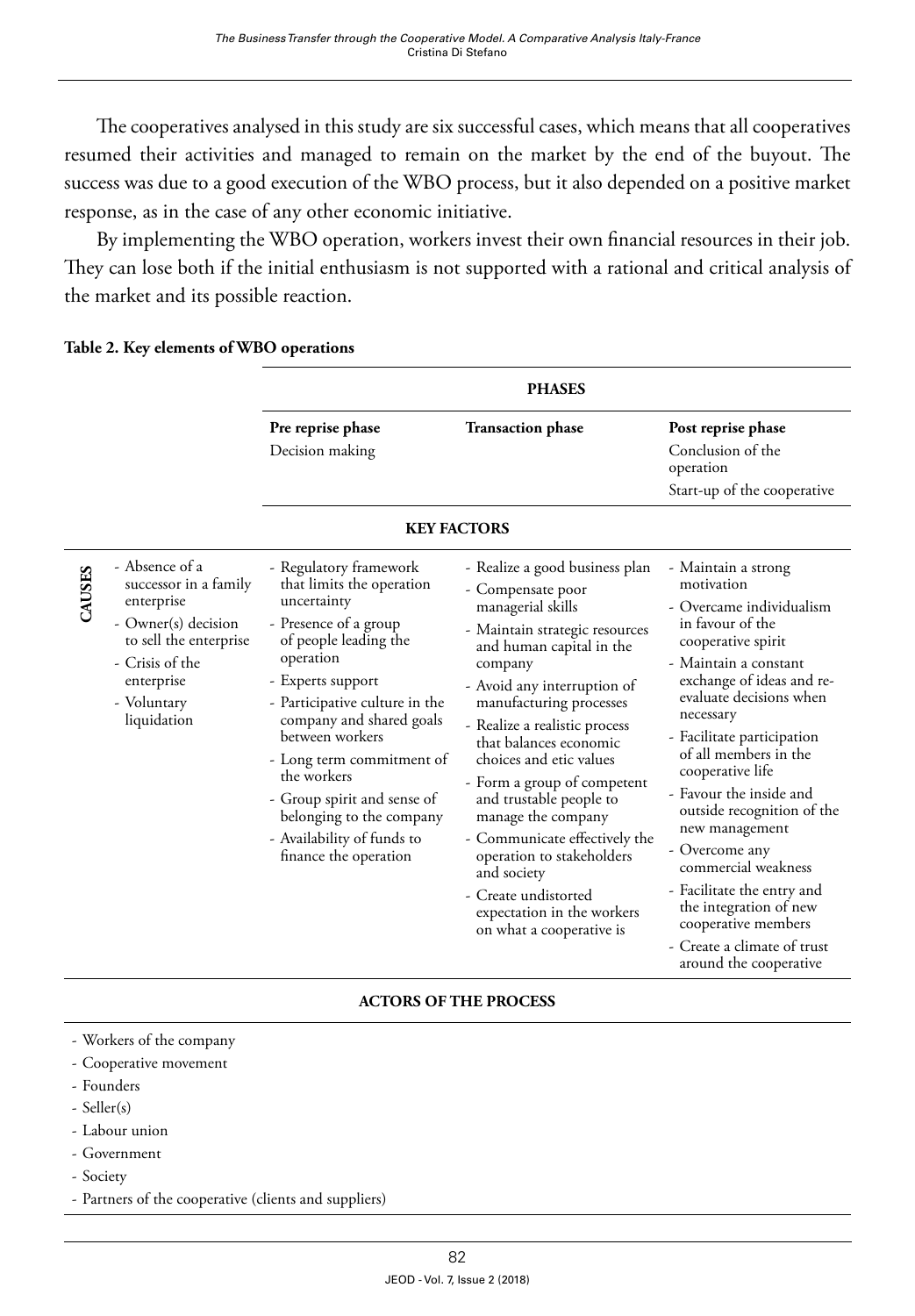The cooperatives analysed in this study are six successful cases, which means that all cooperatives resumed their activities and managed to remain on the market by the end of the buyout. The success was due to a good execution of the WBO process, but it also depended on a positive market response, as in the case of any other economic initiative.

By implementing the WBO operation, workers invest their own financial resources in their job. They can lose both if the initial enthusiasm is not supported with a rational and critical analysis of the market and its possible reaction.

**Table 2. Key elements of WBO operations**

| | **PHASES** | | |
|---|---|---|---|
| | **Pre reprise phase**<br>Decision making | **Transaction phase** | **Post reprise phase**<br>Conclusion of the operation<br>Start-up of the cooperative |
| | **KEY FACTORS** | | |
| **CAUSES**<br>- Absence of a successor in a family enterprise<br>- Owner(s) decision to sell the enterprise<br>- Crisis of the enterprise<br>- Voluntary liquidation | - Regulatory framework that limits the operation uncertainty<br>- Presence of a group of people leading the operation<br>- Experts support<br>- Participative culture in the company and shared goals between workers<br>- Long term commitment of the workers<br>- Group spirit and sense of belonging to the company<br>- Availability of funds to finance the operation | - Realize a good business plan<br>- Compensate poor managerial skills<br>- Maintain strategic resources and human capital in the company<br>- Avoid any interruption of manufacturing processes<br>- Realize a realistic process that balances economic choices and etic values<br>- Form a group of competent and trustable people to manage the company<br>- Communicate effectively the operation to stakeholders and society<br>- Create undistorted expectation in the workers on what a cooperative is | - Maintain a strong motivation<br>- Overcame individualism in favour of the cooperative spirit<br>- Maintain a constant exchange of ideas and re-evaluate decisions when necessary<br>- Facilitate participation of all members in the cooperative life<br>- Favour the inside and outside recognition of the new management<br>- Overcome any commercial weakness<br>- Facilitate the entry and the integration of new cooperative members<br>- Create a climate of trust around the cooperative |
| | **ACTORS OF THE PROCESS** | | |
| - Workers of the company<br>- Cooperative movement<br>- Founders<br>- Seller(s)<br>- Labour union<br>- Government<br>- Society<br>- Partners of the cooperative (clients and suppliers) | | | |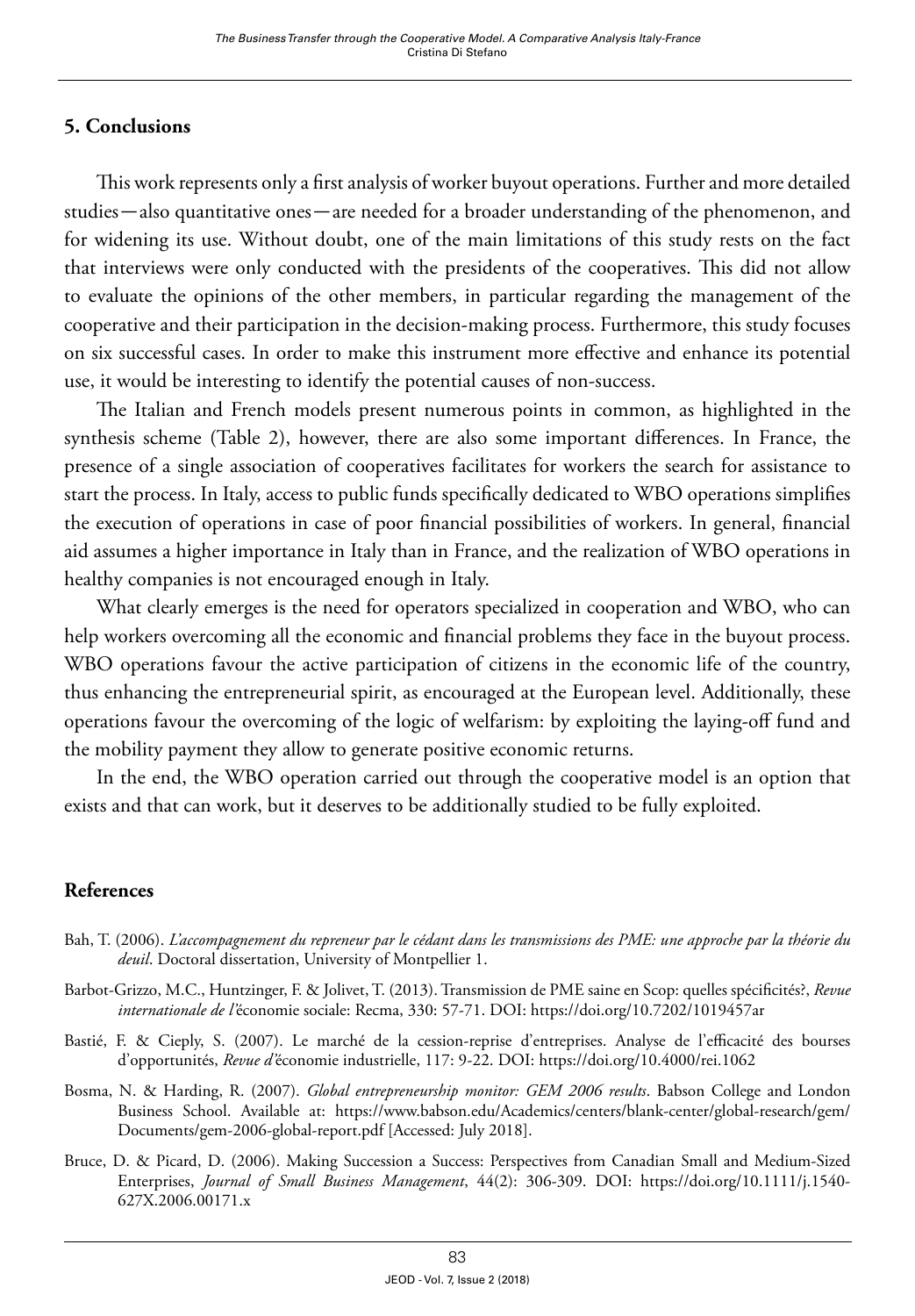## 5. Conclusions

This work represents only a first analysis of worker buyout operations. Further and more detailed studies—also quantitative ones—are needed for a broader understanding of the phenomenon, and for widening its use. Without doubt, one of the main limitations of this study rests on the fact that interviews were only conducted with the presidents of the cooperatives. This did not allow to evaluate the opinions of the other members, in particular regarding the management of the cooperative and their participation in the decision-making process. Furthermore, this study focuses on six successful cases. In order to make this instrument more effective and enhance its potential use, it would be interesting to identify the potential causes of non-success.

The Italian and French models present numerous points in common, as highlighted in the synthesis scheme (Table 2), however, there are also some important differences. In France, the presence of a single association of cooperatives facilitates for workers the search for assistance to start the process. In Italy, access to public funds specifically dedicated to WBO operations simplifies the execution of operations in case of poor financial possibilities of workers. In general, financial aid assumes a higher importance in Italy than in France, and the realization of WBO operations in healthy companies is not encouraged enough in Italy.

What clearly emerges is the need for operators specialized in cooperation and WBO, who can help workers overcoming all the economic and financial problems they face in the buyout process. WBO operations favour the active participation of citizens in the economic life of the country, thus enhancing the entrepreneurial spirit, as encouraged at the European level. Additionally, these operations favour the overcoming of the logic of welfarism: by exploiting the laying-off fund and the mobility payment they allow to generate positive economic returns.

In the end, the WBO operation carried out through the cooperative model is an option that exists and that can work, but it deserves to be additionally studied to be fully exploited.

## References

Bah, T. (2006). *L'accompagnement du repreneur par le cédant dans les transmissions des PME: une approche par la théorie du deuil*. Doctoral dissertation, University of Montpellier 1.

Barbot-Grizzo, M.C., Huntzinger, F. & Jolivet, T. (2013). Transmission de PME saine en Scop: quelles spécificités?, *Revue internationale de l'*économie sociale: Recma, 330: 57-71. DOI: https://doi.org/10.7202/1019457ar

Bastié, F. & Cieply, S. (2007). Le marché de la cession-reprise d'entreprises. Analyse de l'efficacité des bourses d'opportunités, *Revue d'*économie industrielle, 117: 9-22. DOI: https://doi.org/10.4000/rei.1062

Bosma, N. & Harding, R. (2007). *Global entrepreneurship monitor: GEM 2006 results*. Babson College and London Business School. Available at: https://www.babson.edu/Academics/centers/blank-center/global-research/gem/Documents/gem-2006-global-report.pdf [Accessed: July 2018].

Bruce, D. & Picard, D. (2006). Making Succession a Success: Perspectives from Canadian Small and Medium-Sized Enterprises, *Journal of Small Business Management*, 44(2): 306-309. DOI: https://doi.org/10.1111/j.1540-627X.2006.00171.x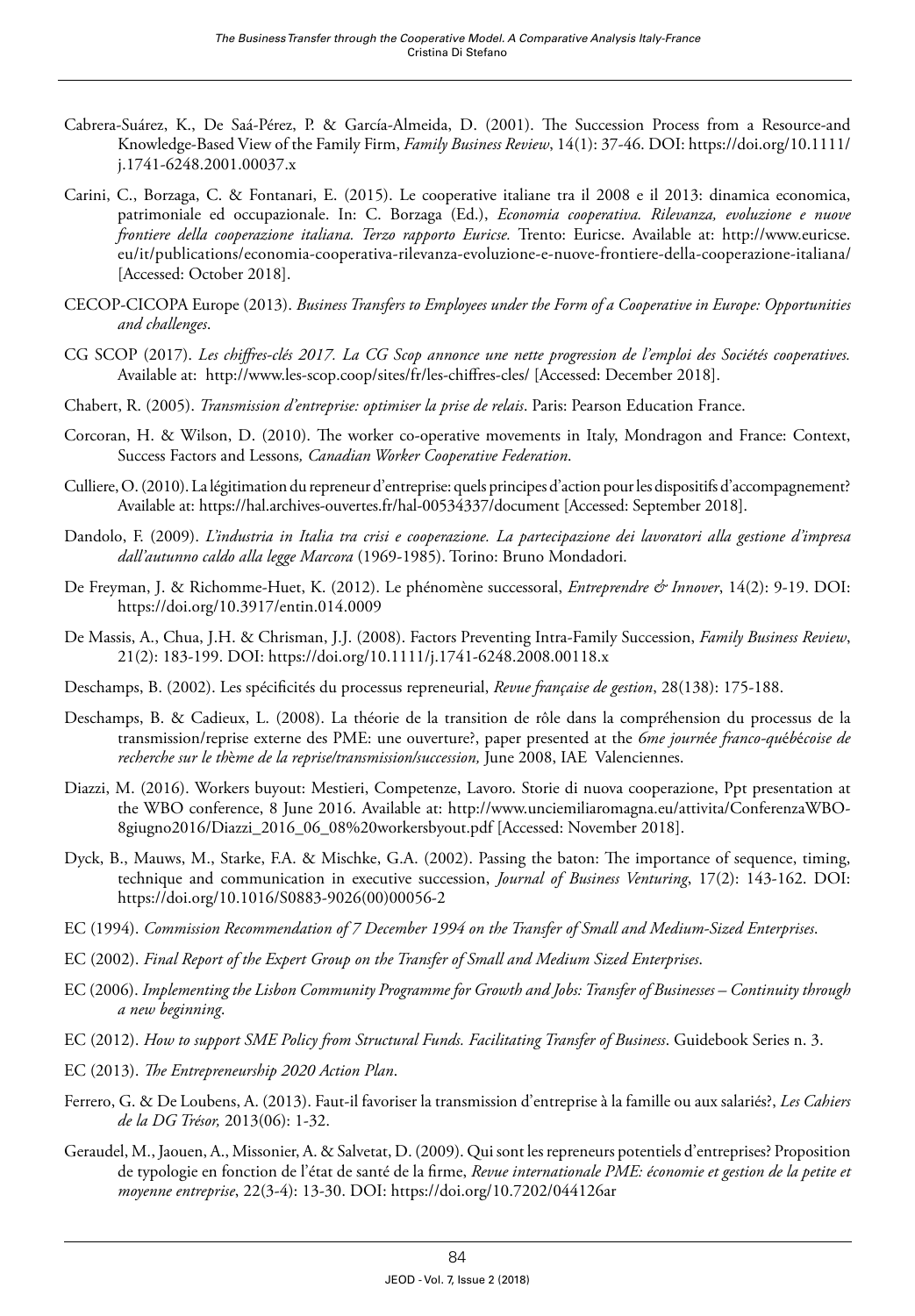Cabrera-Suárez, K., De Saá-Pérez, P. & García-Almeida, D. (2001). The Succession Process from a Resource-and Knowledge-Based View of the Family Firm, *Family Business Review*, 14(1): 37-46. DOI: https://doi.org/10.1111/j.1741-6248.2001.00037.x

Carini, C., Borzaga, C. & Fontanari, E. (2015). Le cooperative italiane tra il 2008 e il 2013: dinamica economica, patrimoniale ed occupazionale. In: C. Borzaga (Ed.), *Economia cooperativa. Rilevanza, evoluzione e nuove frontiere della cooperazione italiana. Terzo rapporto Euricse.* Trento: Euricse. Available at: http://www.euricse.eu/it/publications/economia-cooperativa-rilevanza-evoluzione-e-nuove-frontiere-della-cooperazione-italiana/ [Accessed: October 2018].

CECOP-CICOPA Europe (2013). *Business Transfers to Employees under the Form of a Cooperative in Europe: Opportunities and challenges*.

CG SCOP (2017). *Les chiffres-clés 2017. La CG Scop annonce une nette progression de l'emploi des Sociétés cooperatives.* Available at: http://www.les-scop.coop/sites/fr/les-chiffres-cles/ [Accessed: December 2018].

Chabert, R. (2005). *Transmission d'entreprise: optimiser la prise de relais*. Paris: Pearson Education France.

Corcoran, H. & Wilson, D. (2010). The worker co-operative movements in Italy, Mondragon and France: Context, Success Factors and Lessons*, Canadian Worker Cooperative Federation*.

Culliere, O. (2010). La légitimation du repreneur d'entreprise: quels principes d'action pour les dispositifs d'accompagnement? Available at: https://hal.archives-ouvertes.fr/hal-00534337/document [Accessed: September 2018].

Dandolo, F. (2009). *L'industria in Italia tra crisi e cooperazione. La partecipazione dei lavoratori alla gestione d'impresa dall'autunno caldo alla legge Marcora* (1969-1985). Torino: Bruno Mondadori.

De Freyman, J. & Richomme-Huet, K. (2012). Le phénomène successoral, *Entreprendre & Innover*, 14(2): 9-19. DOI: https://doi.org/10.3917/entin.014.0009

De Massis, A., Chua, J.H. & Chrisman, J.J. (2008). Factors Preventing Intra-Family Succession, *Family Business Review*, 21(2): 183-199. DOI: https://doi.org/10.1111/j.1741-6248.2008.00118.x

Deschamps, B. (2002). Les spécificités du processus repreneurial, *Revue française de gestion*, 28(138): 175-188.

Deschamps, B. & Cadieux, L. (2008). La théorie de la transition de rôle dans la compréhension du processus de la transmission/reprise externe des PME: une ouverture?, paper presented at the *6me journée franco-québécoise de recherche sur le thème de la reprise/transmission/succession,* June 2008, IAE Valenciennes.

Diazzi, M. (2016). Workers buyout: Mestieri, Competenze, Lavoro. Storie di nuova cooperazione, Ppt presentation at the WBO conference, 8 June 2016. Available at: http://www.unciemiliaromagna.eu/attivita/ConferenzaWBO-8giugno2016/Diazzi_2016_06_08%20workersbyout.pdf [Accessed: November 2018].

Dyck, B., Mauws, M., Starke, F.A. & Mischke, G.A. (2002). Passing the baton: The importance of sequence, timing, technique and communication in executive succession, *Journal of Business Venturing*, 17(2): 143-162. DOI: https://doi.org/10.1016/S0883-9026(00)00056-2

EC (1994). *Commission Recommendation of 7 December 1994 on the Transfer of Small and Medium-Sized Enterprises*.

EC (2002). *Final Report of the Expert Group on the Transfer of Small and Medium Sized Enterprises*.

EC (2006). *Implementing the Lisbon Community Programme for Growth and Jobs: Transfer of Businesses – Continuity through a new beginning*.

EC (2012). *How to support SME Policy from Structural Funds. Facilitating Transfer of Business*. Guidebook Series n. 3.

EC (2013). *The Entrepreneurship 2020 Action Plan*.

Ferrero, G. & De Loubens, A. (2013). Faut-il favoriser la transmission d'entreprise à la famille ou aux salariés?, *Les Cahiers de la DG Trésor,* 2013(06): 1-32.

Geraudel, M., Jaouen, A., Missonier, A. & Salvetat, D. (2009). Qui sont les repreneurs potentiels d'entreprises? Proposition de typologie en fonction de l'état de santé de la firme, *Revue internationale PME: économie et gestion de la petite et moyenne entreprise*, 22(3-4): 13-30. DOI: https://doi.org/10.7202/044126ar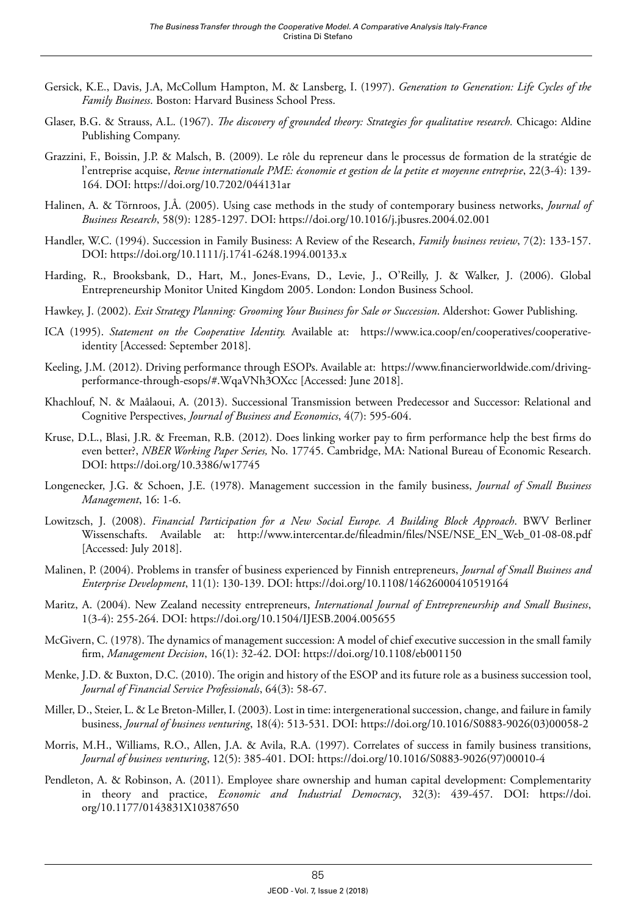Gersick, K.E., Davis, J.A, McCollum Hampton, M. & Lansberg, I. (1997). *Generation to Generation: Life Cycles of the Family Business*. Boston: Harvard Business School Press.

Glaser, B.G. & Strauss, A.L. (1967). *The discovery of grounded theory: Strategies for qualitative research.* Chicago: Aldine Publishing Company.

Grazzini, F., Boissin, J.P. & Malsch, B. (2009). Le rôle du repreneur dans le processus de formation de la stratégie de l'entreprise acquise, *Revue internationale PME: économie et gestion de la petite et moyenne entreprise*, 22(3-4): 139-164. DOI: https://doi.org/10.7202/044131ar

Halinen, A. & Törnroos, J.Å. (2005). Using case methods in the study of contemporary business networks, *Journal of Business Research*, 58(9): 1285-1297. DOI: https://doi.org/10.1016/j.jbusres.2004.02.001

Handler, W.C. (1994). Succession in Family Business: A Review of the Research, *Family business review*, 7(2): 133-157. DOI: https://doi.org/10.1111/j.1741-6248.1994.00133.x

Harding, R., Brooksbank, D., Hart, M., Jones-Evans, D., Levie, J., O'Reilly, J. & Walker, J. (2006). Global Entrepreneurship Monitor United Kingdom 2005. London: London Business School.

Hawkey, J. (2002). *Exit Strategy Planning: Grooming Your Business for Sale or Succession*. Aldershot: Gower Publishing.

ICA (1995). *Statement on the Cooperative Identity.* Available at: https://www.ica.coop/en/cooperatives/cooperative-identity [Accessed: September 2018].

Keeling, J.M. (2012). Driving performance through ESOPs. Available at: https://www.financierworldwide.com/driving-performance-through-esops/#.WqaVNh3OXcc [Accessed: June 2018].

Khachlouf, N. & Maâlaoui, A. (2013). Successional Transmission between Predecessor and Successor: Relational and Cognitive Perspectives, *Journal of Business and Economics*, 4(7): 595-604.

Kruse, D.L., Blasi, J.R. & Freeman, R.B. (2012). Does linking worker pay to firm performance help the best firms do even better?, *NBER Working Paper Series,* No. 17745. Cambridge, MA: National Bureau of Economic Research. DOI: https://doi.org/10.3386/w17745

Longenecker, J.G. & Schoen, J.E. (1978). Management succession in the family business, *Journal of Small Business Management*, 16: 1-6.

Lowitzsch, J. (2008). *Financial Participation for a New Social Europe. A Building Block Approach*. BWV Berliner Wissenschafts. Available at: http://www.intercentar.de/fileadmin/files/NSE/NSE_EN_Web_01-08-08.pdf [Accessed: July 2018].

Malinen, P. (2004). Problems in transfer of business experienced by Finnish entrepreneurs, *Journal of Small Business and Enterprise Development*, 11(1): 130-139. DOI: https://doi.org/10.1108/14626000410519164

Maritz, A. (2004). New Zealand necessity entrepreneurs, *International Journal of Entrepreneurship and Small Business*, 1(3-4): 255-264. DOI: https://doi.org/10.1504/IJESB.2004.005655

McGivern, C. (1978). The dynamics of management succession: A model of chief executive succession in the small family firm, *Management Decision*, 16(1): 32-42. DOI: https://doi.org/10.1108/eb001150

Menke, J.D. & Buxton, D.C. (2010). The origin and history of the ESOP and its future role as a business succession tool, *Journal of Financial Service Professionals*, 64(3): 58-67.

Miller, D., Steier, L. & Le Breton-Miller, I. (2003). Lost in time: intergenerational succession, change, and failure in family business, *Journal of business venturing*, 18(4): 513-531. DOI: https://doi.org/10.1016/S0883-9026(03)00058-2

Morris, M.H., Williams, R.O., Allen, J.A. & Avila, R.A. (1997). Correlates of success in family business transitions, *Journal of business venturing*, 12(5): 385-401. DOI: https://doi.org/10.1016/S0883-9026(97)00010-4

Pendleton, A. & Robinson, A. (2011). Employee share ownership and human capital development: Complementarity in theory and practice, *Economic and Industrial Democracy*, 32(3): 439-457. DOI: https://doi.org/10.1177/0143831X10387650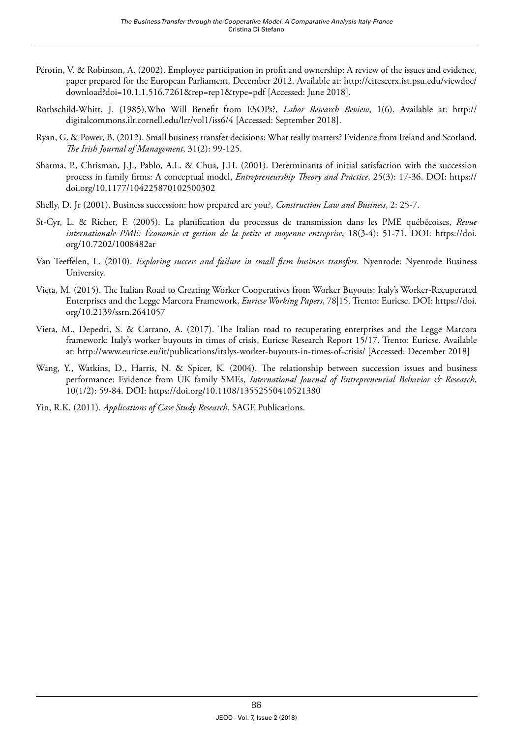Pérotin, V. & Robinson, A. (2002). Employee participation in profit and ownership: A review of the issues and evidence, paper prepared for the European Parliament, December 2012. Available at: http://citeseerx.ist.psu.edu/viewdoc/download?doi=10.1.1.516.7261&rep=rep1&type=pdf [Accessed: June 2018].

Rothschild-Whitt, J. (1985).Who Will Benefit from ESOPs?, *Labor Research Review*, 1(6). Available at: http://digitalcommons.ilr.cornell.edu/lrr/vol1/iss6/4 [Accessed: September 2018].

Ryan, G. & Power, B. (2012). Small business transfer decisions: What really matters? Evidence from Ireland and Scotland, *The Irish Journal of Management*, 31(2): 99-125.

Sharma, P., Chrisman, J.J., Pablo, A.L. & Chua, J.H. (2001). Determinants of initial satisfaction with the succession process in family firms: A conceptual model, *Entrepreneurship Theory and Practice*, 25(3): 17-36. DOI: https://doi.org/10.1177/104225870102500302

Shelly, D. Jr (2001). Business succession: how prepared are you?, *Construction Law and Business*, 2: 25-7.

St-Cyr, L. & Richer, F. (2005). La planification du processus de transmission dans les PME québécoises, *Revue internationale PME: Économie et gestion de la petite et moyenne entreprise*, 18(3-4): 51-71. DOI: https://doi.org/10.7202/1008482ar

Van Teeffelen, L. (2010). *Exploring success and failure in small firm business transfers*. Nyenrode: Nyenrode Business University.

Vieta, M. (2015). The Italian Road to Creating Worker Cooperatives from Worker Buyouts: Italy's Worker-Recuperated Enterprises and the Legge Marcora Framework, *Euricse Working Papers*, 78|15. Trento: Euricse. DOI: https://doi.org/10.2139/ssrn.2641057

Vieta, M., Depedri, S. & Carrano, A. (2017). The Italian road to recuperating enterprises and the Legge Marcora framework: Italy's worker buyouts in times of crisis, Euricse Research Report 15/17. Trento: Euricse. Available at: http://www.euricse.eu/it/publications/italys-worker-buyouts-in-times-of-crisis/ [Accessed: December 2018]

Wang, Y., Watkins, D., Harris, N. & Spicer, K. (2004). The relationship between succession issues and business performance: Evidence from UK family SMEs, *International Journal of Entrepreneurial Behavior & Research*, 10(1/2): 59-84. DOI: https://doi.org/10.1108/13552550410521380

Yin, R.K. (2011). *Applications of Case Study Research*. SAGE Publications.